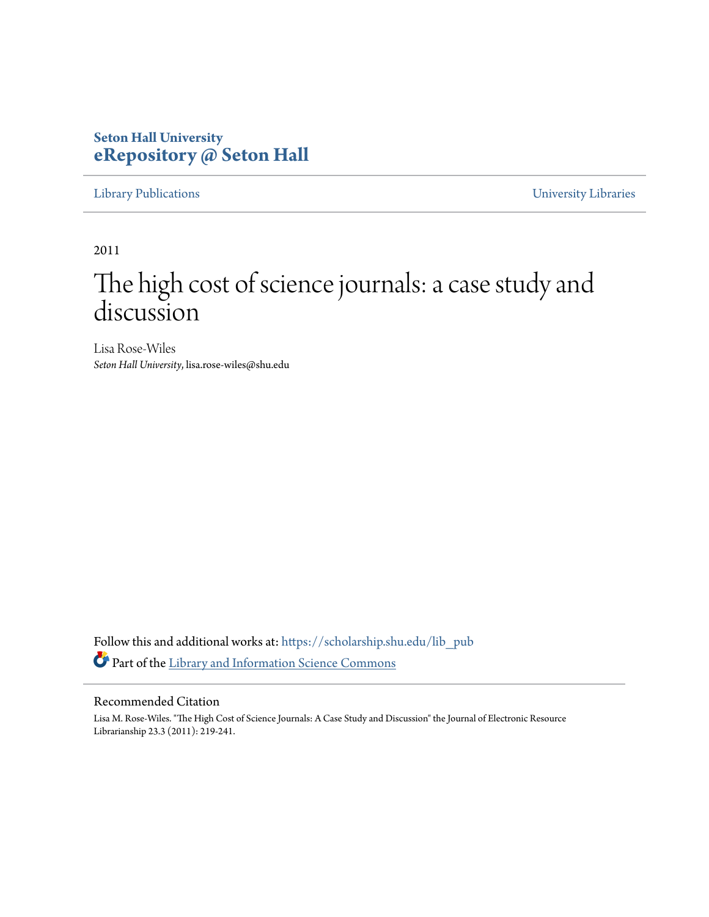**Seton Hall University**
**eRepository @ Seton Hall**

Library Publications | University Libraries

2011

# The high cost of science journals: a case study and discussion

Lisa Rose-Wiles
*Seton Hall University*, lisa.rose-wiles@shu.edu

Follow this and additional works at: https://scholarship.shu.edu/lib_pub

Part of the Library and Information Science Commons

## Recommended Citation

Lisa M. Rose-Wiles. "The High Cost of Science Journals: A Case Study and Discussion" the Journal of Electronic Resource Librarianship 23.3 (2011): 219-241.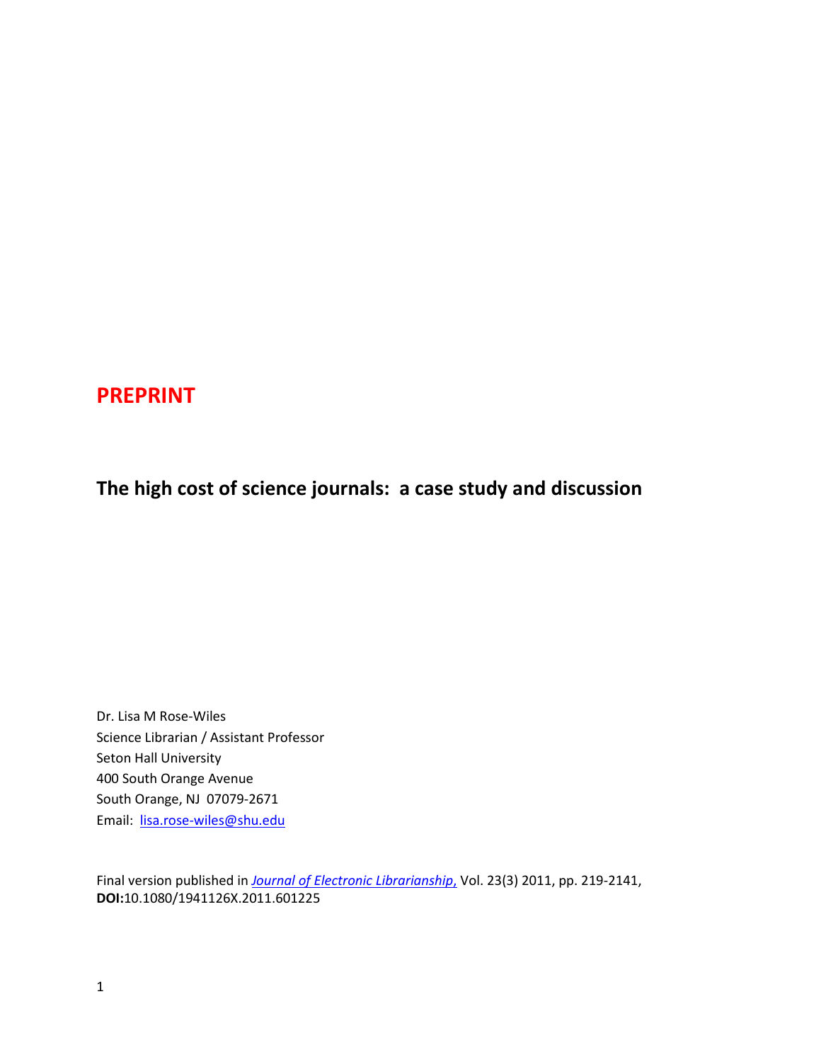**PREPRINT**

# The high cost of science journals: a case study and discussion

Dr. Lisa M Rose-Wiles
Science Librarian / Assistant Professor
Seton Hall University
400 South Orange Avenue
South Orange, NJ 07079-2671
Email: lisa.rose-wiles@shu.edu

Final version published in *Journal of Electronic Librarianship,* Vol. 23(3) 2011, pp. 219-2141,
**DOI:**10.1080/1941126X.2011.601225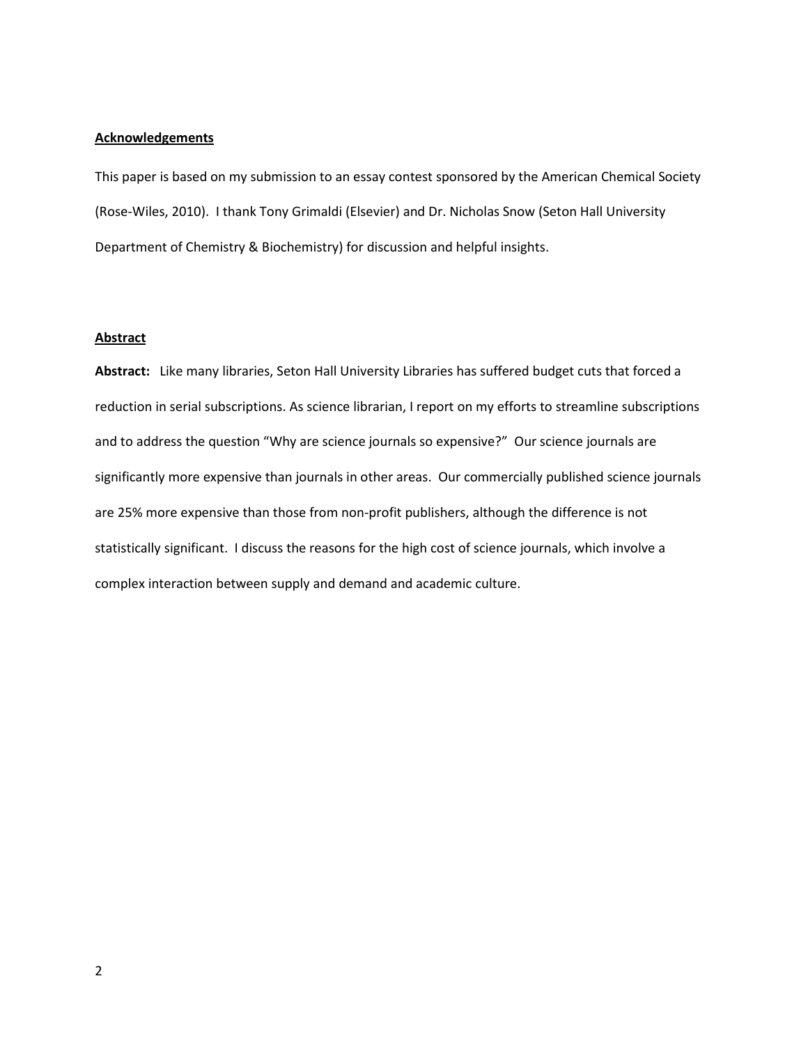## Acknowledgements

This paper is based on my submission to an essay contest sponsored by the American Chemical Society (Rose-Wiles, 2010). I thank Tony Grimaldi (Elsevier) and Dr. Nicholas Snow (Seton Hall University Department of Chemistry & Biochemistry) for discussion and helpful insights.

## Abstract

**Abstract:** Like many libraries, Seton Hall University Libraries has suffered budget cuts that forced a reduction in serial subscriptions. As science librarian, I report on my efforts to streamline subscriptions and to address the question "Why are science journals so expensive?" Our science journals are significantly more expensive than journals in other areas. Our commercially published science journals are 25% more expensive than those from non-profit publishers, although the difference is not statistically significant. I discuss the reasons for the high cost of science journals, which involve a complex interaction between supply and demand and academic culture.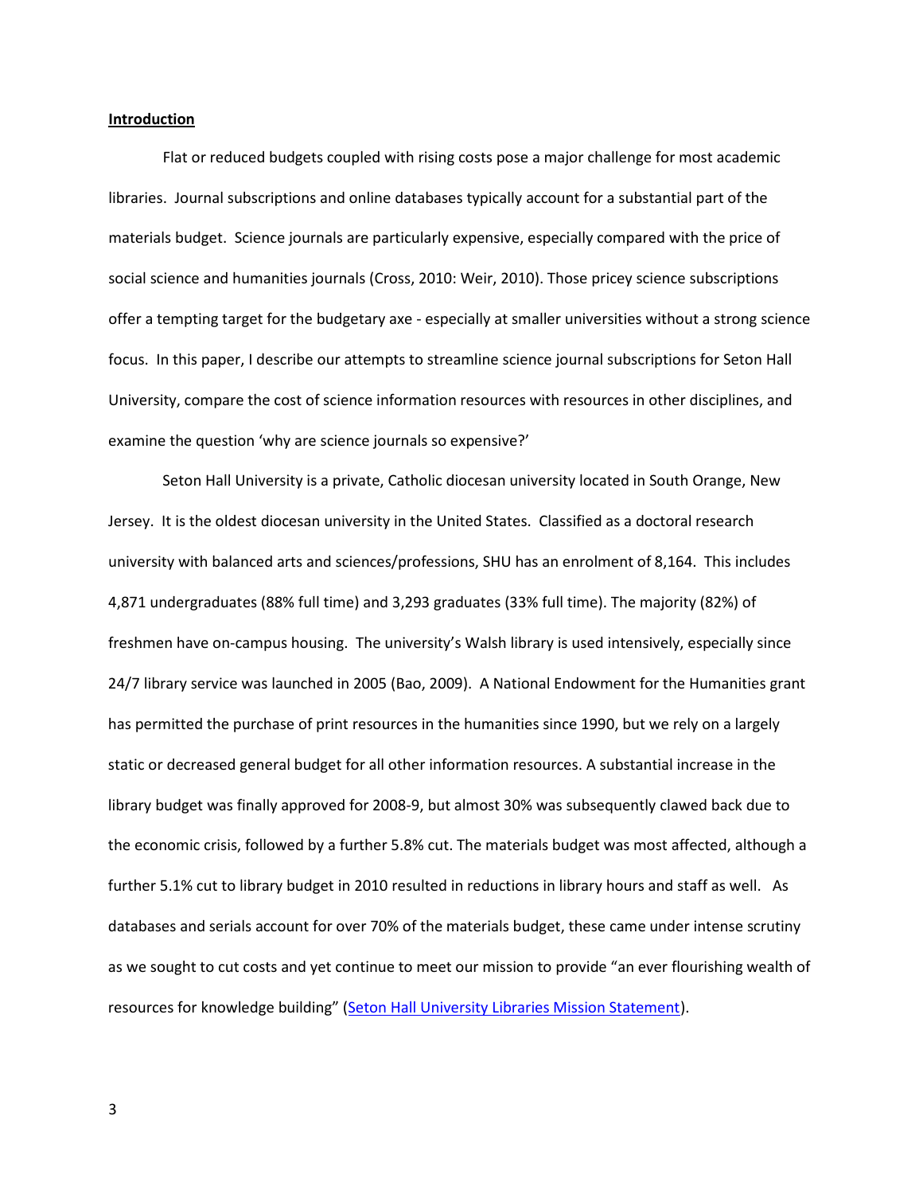## Introduction

Flat or reduced budgets coupled with rising costs pose a major challenge for most academic libraries. Journal subscriptions and online databases typically account for a substantial part of the materials budget. Science journals are particularly expensive, especially compared with the price of social science and humanities journals (Cross, 2010: Weir, 2010). Those pricey science subscriptions offer a tempting target for the budgetary axe - especially at smaller universities without a strong science focus. In this paper, I describe our attempts to streamline science journal subscriptions for Seton Hall University, compare the cost of science information resources with resources in other disciplines, and examine the question 'why are science journals so expensive?'

Seton Hall University is a private, Catholic diocesan university located in South Orange, New Jersey. It is the oldest diocesan university in the United States. Classified as a doctoral research university with balanced arts and sciences/professions, SHU has an enrolment of 8,164. This includes 4,871 undergraduates (88% full time) and 3,293 graduates (33% full time). The majority (82%) of freshmen have on-campus housing. The university's Walsh library is used intensively, especially since 24/7 library service was launched in 2005 (Bao, 2009). A National Endowment for the Humanities grant has permitted the purchase of print resources in the humanities since 1990, but we rely on a largely static or decreased general budget for all other information resources. A substantial increase in the library budget was finally approved for 2008-9, but almost 30% was subsequently clawed back due to the economic crisis, followed by a further 5.8% cut. The materials budget was most affected, although a further 5.1% cut to library budget in 2010 resulted in reductions in library hours and staff as well. As databases and serials account for over 70% of the materials budget, these came under intense scrutiny as we sought to cut costs and yet continue to meet our mission to provide "an ever flourishing wealth of resources for knowledge building" (Seton Hall University Libraries Mission Statement).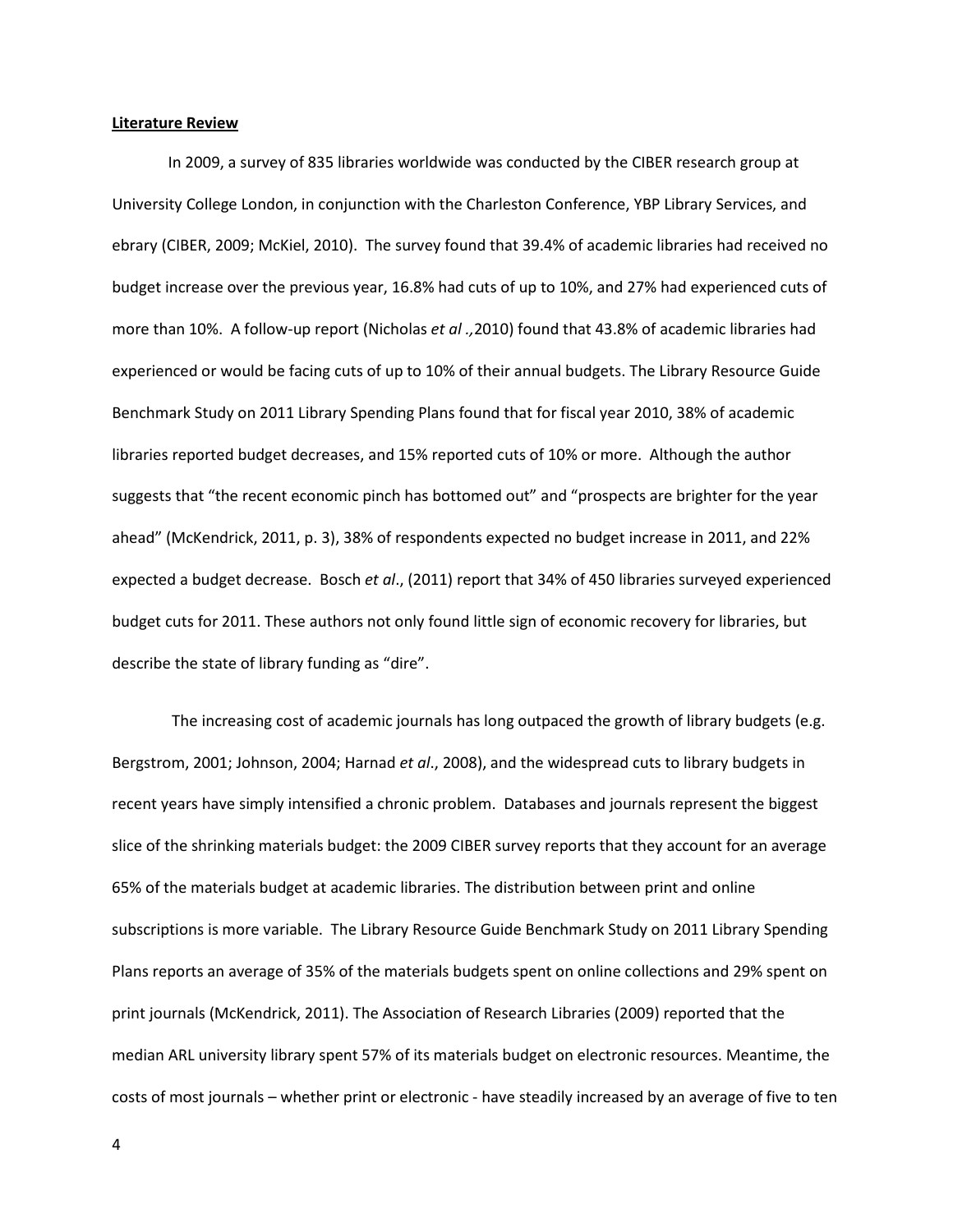**Literature Review**

In 2009, a survey of 835 libraries worldwide was conducted by the CIBER research group at University College London, in conjunction with the Charleston Conference, YBP Library Services, and ebrary (CIBER, 2009; McKiel, 2010). The survey found that 39.4% of academic libraries had received no budget increase over the previous year, 16.8% had cuts of up to 10%, and 27% had experienced cuts of more than 10%. A follow-up report (Nicholas *et al*.,2010) found that 43.8% of academic libraries had experienced or would be facing cuts of up to 10% of their annual budgets. The Library Resource Guide Benchmark Study on 2011 Library Spending Plans found that for fiscal year 2010, 38% of academic libraries reported budget decreases, and 15% reported cuts of 10% or more. Although the author suggests that "the recent economic pinch has bottomed out" and "prospects are brighter for the year ahead" (McKendrick, 2011, p. 3), 38% of respondents expected no budget increase in 2011, and 22% expected a budget decrease. Bosch *et al*., (2011) report that 34% of 450 libraries surveyed experienced budget cuts for 2011. These authors not only found little sign of economic recovery for libraries, but describe the state of library funding as "dire".

The increasing cost of academic journals has long outpaced the growth of library budgets (e.g. Bergstrom, 2001; Johnson, 2004; Harnad *et al*., 2008), and the widespread cuts to library budgets in recent years have simply intensified a chronic problem. Databases and journals represent the biggest slice of the shrinking materials budget: the 2009 CIBER survey reports that they account for an average 65% of the materials budget at academic libraries. The distribution between print and online subscriptions is more variable. The Library Resource Guide Benchmark Study on 2011 Library Spending Plans reports an average of 35% of the materials budgets spent on online collections and 29% spent on print journals (McKendrick, 2011). The Association of Research Libraries (2009) reported that the median ARL university library spent 57% of its materials budget on electronic resources. Meantime, the costs of most journals – whether print or electronic - have steadily increased by an average of five to ten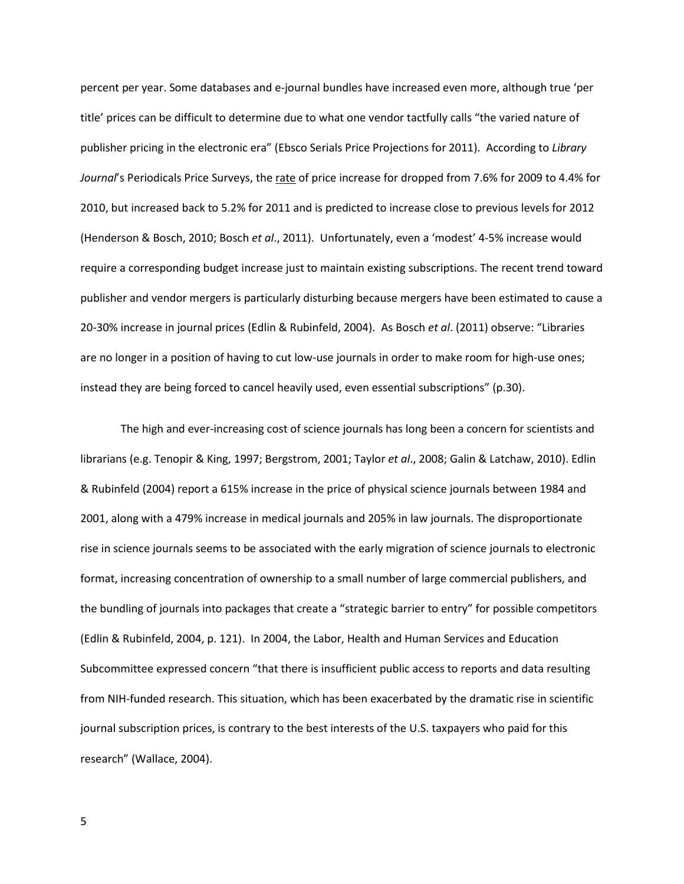percent per year. Some databases and e-journal bundles have increased even more, although true 'per title' prices can be difficult to determine due to what one vendor tactfully calls "the varied nature of publisher pricing in the electronic era" (Ebsco Serials Price Projections for 2011). According to *Library Journal*'s Periodicals Price Surveys, the rate of price increase for dropped from 7.6% for 2009 to 4.4% for 2010, but increased back to 5.2% for 2011 and is predicted to increase close to previous levels for 2012 (Henderson & Bosch, 2010; Bosch *et al*., 2011). Unfortunately, even a 'modest' 4-5% increase would require a corresponding budget increase just to maintain existing subscriptions. The recent trend toward publisher and vendor mergers is particularly disturbing because mergers have been estimated to cause a 20-30% increase in journal prices (Edlin & Rubinfeld, 2004). As Bosch *et al*. (2011) observe: "Libraries are no longer in a position of having to cut low-use journals in order to make room for high-use ones; instead they are being forced to cancel heavily used, even essential subscriptions" (p.30).

The high and ever-increasing cost of science journals has long been a concern for scientists and librarians (e.g. Tenopir & King, 1997; Bergstrom, 2001; Taylor *et al*., 2008; Galin & Latchaw, 2010). Edlin & Rubinfeld (2004) report a 615% increase in the price of physical science journals between 1984 and 2001, along with a 479% increase in medical journals and 205% in law journals. The disproportionate rise in science journals seems to be associated with the early migration of science journals to electronic format, increasing concentration of ownership to a small number of large commercial publishers, and the bundling of journals into packages that create a "strategic barrier to entry" for possible competitors (Edlin & Rubinfeld, 2004, p. 121). In 2004, the Labor, Health and Human Services and Education Subcommittee expressed concern "that there is insufficient public access to reports and data resulting from NIH-funded research. This situation, which has been exacerbated by the dramatic rise in scientific journal subscription prices, is contrary to the best interests of the U.S. taxpayers who paid for this research" (Wallace, 2004).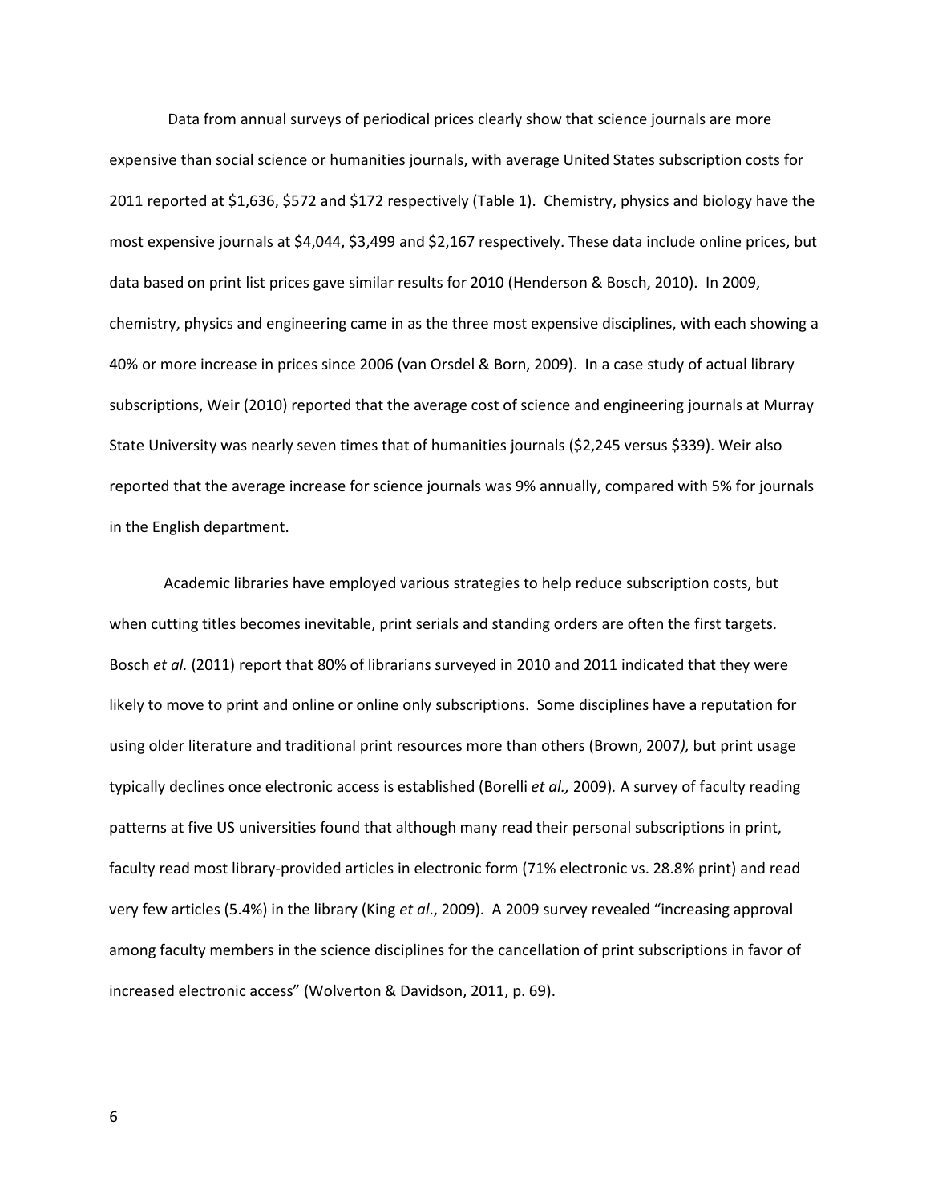Data from annual surveys of periodical prices clearly show that science journals are more expensive than social science or humanities journals, with average United States subscription costs for 2011 reported at $1,636, $572 and $172 respectively (Table 1). Chemistry, physics and biology have the most expensive journals at $4,044, $3,499 and $2,167 respectively. These data include online prices, but data based on print list prices gave similar results for 2010 (Henderson & Bosch, 2010). In 2009, chemistry, physics and engineering came in as the three most expensive disciplines, with each showing a 40% or more increase in prices since 2006 (van Orsdel & Born, 2009). In a case study of actual library subscriptions, Weir (2010) reported that the average cost of science and engineering journals at Murray State University was nearly seven times that of humanities journals ($2,245 versus $339). Weir also reported that the average increase for science journals was 9% annually, compared with 5% for journals in the English department.

Academic libraries have employed various strategies to help reduce subscription costs, but when cutting titles becomes inevitable, print serials and standing orders are often the first targets. Bosch *et al.* (2011) report that 80% of librarians surveyed in 2010 and 2011 indicated that they were likely to move to print and online or online only subscriptions. Some disciplines have a reputation for using older literature and traditional print resources more than others (Brown, 2007*),* but print usage typically declines once electronic access is established (Borelli *et al.,* 2009)*.* A survey of faculty reading patterns at five US universities found that although many read their personal subscriptions in print, faculty read most library-provided articles in electronic form (71% electronic vs. 28.8% print) and read very few articles (5.4%) in the library (King *et al*., 2009). A 2009 survey revealed "increasing approval among faculty members in the science disciplines for the cancellation of print subscriptions in favor of increased electronic access" (Wolverton & Davidson, 2011, p. 69).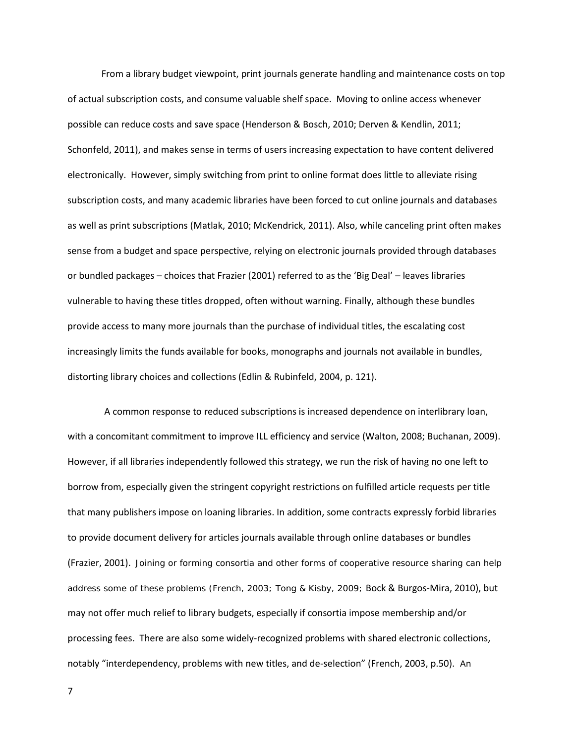From a library budget viewpoint, print journals generate handling and maintenance costs on top of actual subscription costs, and consume valuable shelf space. Moving to online access whenever possible can reduce costs and save space (Henderson & Bosch, 2010; Derven & Kendlin, 2011; Schonfeld, 2011), and makes sense in terms of users increasing expectation to have content delivered electronically. However, simply switching from print to online format does little to alleviate rising subscription costs, and many academic libraries have been forced to cut online journals and databases as well as print subscriptions (Matlak, 2010; McKendrick, 2011). Also, while canceling print often makes sense from a budget and space perspective, relying on electronic journals provided through databases or bundled packages – choices that Frazier (2001) referred to as the 'Big Deal' – leaves libraries vulnerable to having these titles dropped, often without warning. Finally, although these bundles provide access to many more journals than the purchase of individual titles, the escalating cost increasingly limits the funds available for books, monographs and journals not available in bundles, distorting library choices and collections (Edlin & Rubinfeld, 2004, p. 121).

A common response to reduced subscriptions is increased dependence on interlibrary loan, with a concomitant commitment to improve ILL efficiency and service (Walton, 2008; Buchanan, 2009). However, if all libraries independently followed this strategy, we run the risk of having no one left to borrow from, especially given the stringent copyright restrictions on fulfilled article requests per title that many publishers impose on loaning libraries. In addition, some contracts expressly forbid libraries to provide document delivery for articles journals available through online databases or bundles (Frazier, 2001). Joining or forming consortia and other forms of cooperative resource sharing can help address some of these problems (French, 2003; Tong & Kisby, 2009; Bock & Burgos-Mira, 2010), but may not offer much relief to library budgets, especially if consortia impose membership and/or processing fees. There are also some widely-recognized problems with shared electronic collections, notably "interdependency, problems with new titles, and de-selection" (French, 2003, p.50). An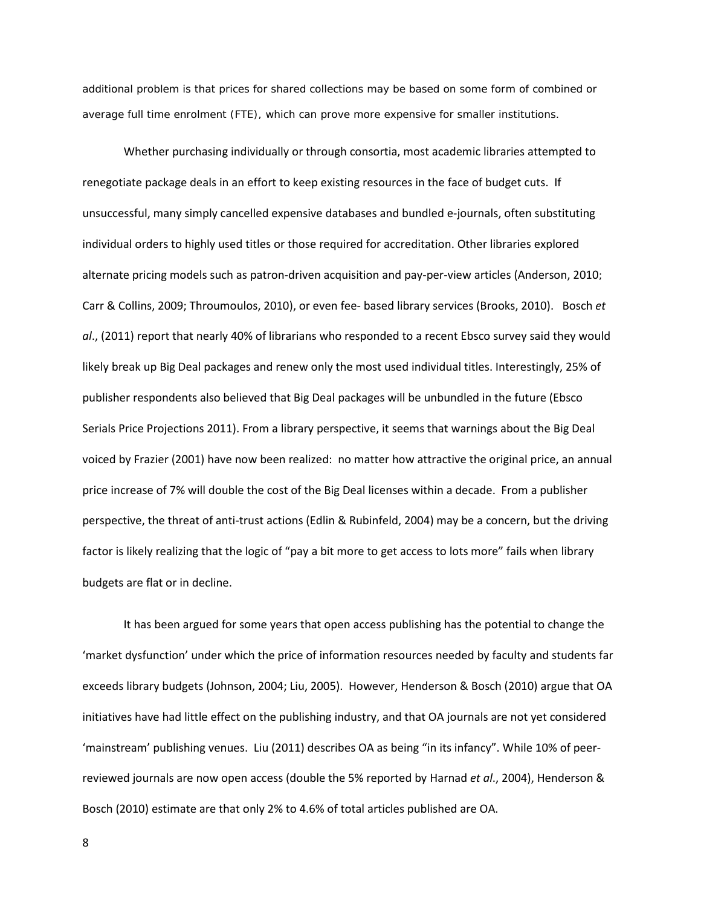additional problem is that prices for shared collections may be based on some form of combined or average full time enrolment (FTE), which can prove more expensive for smaller institutions.

Whether purchasing individually or through consortia, most academic libraries attempted to renegotiate package deals in an effort to keep existing resources in the face of budget cuts. If unsuccessful, many simply cancelled expensive databases and bundled e-journals, often substituting individual orders to highly used titles or those required for accreditation. Other libraries explored alternate pricing models such as patron-driven acquisition and pay-per-view articles (Anderson, 2010; Carr & Collins, 2009; Throumoulos, 2010), or even fee- based library services (Brooks, 2010). Bosch *et al*., (2011) report that nearly 40% of librarians who responded to a recent Ebsco survey said they would likely break up Big Deal packages and renew only the most used individual titles. Interestingly, 25% of publisher respondents also believed that Big Deal packages will be unbundled in the future (Ebsco Serials Price Projections 2011). From a library perspective, it seems that warnings about the Big Deal voiced by Frazier (2001) have now been realized: no matter how attractive the original price, an annual price increase of 7% will double the cost of the Big Deal licenses within a decade. From a publisher perspective, the threat of anti-trust actions (Edlin & Rubinfeld, 2004) may be a concern, but the driving factor is likely realizing that the logic of "pay a bit more to get access to lots more" fails when library budgets are flat or in decline.

It has been argued for some years that open access publishing has the potential to change the 'market dysfunction' under which the price of information resources needed by faculty and students far exceeds library budgets (Johnson, 2004; Liu, 2005). However, Henderson & Bosch (2010) argue that OA initiatives have had little effect on the publishing industry, and that OA journals are not yet considered 'mainstream' publishing venues. Liu (2011) describes OA as being "in its infancy". While 10% of peer-reviewed journals are now open access (double the 5% reported by Harnad *et al*., 2004), Henderson & Bosch (2010) estimate are that only 2% to 4.6% of total articles published are OA.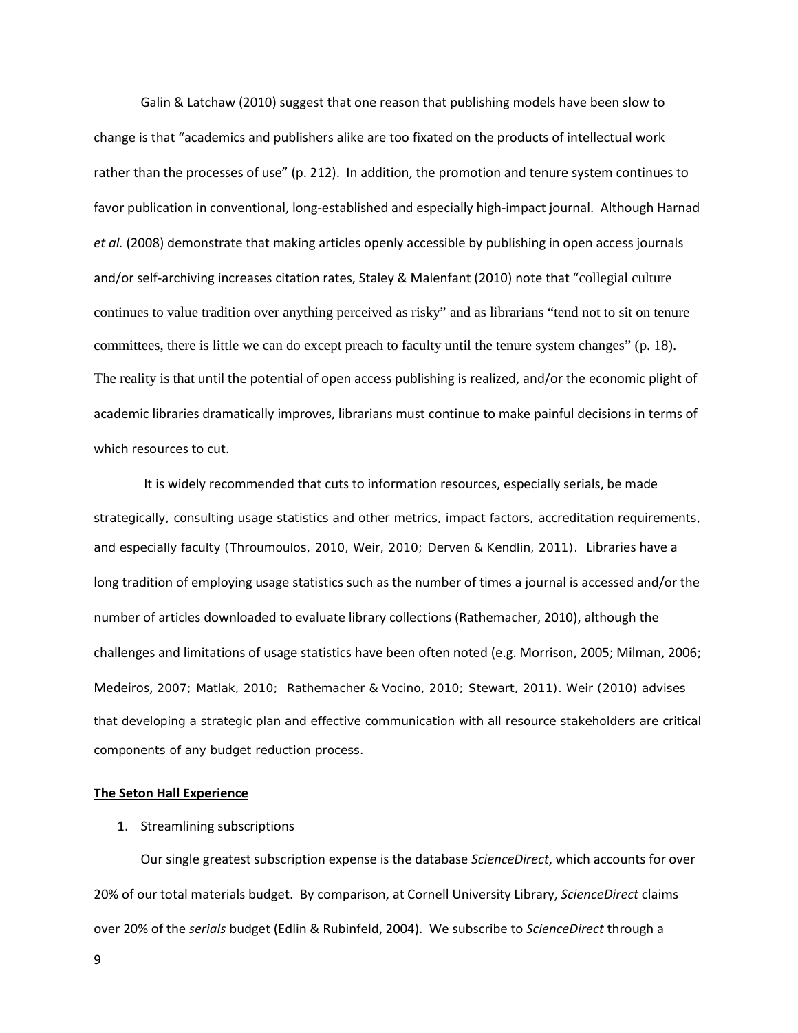Galin & Latchaw (2010) suggest that one reason that publishing models have been slow to change is that "academics and publishers alike are too fixated on the products of intellectual work rather than the processes of use" (p. 212). In addition, the promotion and tenure system continues to favor publication in conventional, long-established and especially high-impact journal. Although Harnad *et al.* (2008) demonstrate that making articles openly accessible by publishing in open access journals and/or self-archiving increases citation rates, Staley & Malenfant (2010) note that "collegial culture continues to value tradition over anything perceived as risky" and as librarians "tend not to sit on tenure committees, there is little we can do except preach to faculty until the tenure system changes" (p. 18). The reality is that until the potential of open access publishing is realized, and/or the economic plight of academic libraries dramatically improves, librarians must continue to make painful decisions in terms of which resources to cut.

It is widely recommended that cuts to information resources, especially serials, be made strategically, consulting usage statistics and other metrics, impact factors, accreditation requirements, and especially faculty (Throumoulos, 2010, Weir, 2010; Derven & Kendlin, 2011). Libraries have a long tradition of employing usage statistics such as the number of times a journal is accessed and/or the number of articles downloaded to evaluate library collections (Rathemacher, 2010), although the challenges and limitations of usage statistics have been often noted (e.g. Morrison, 2005; Milman, 2006; Medeiros, 2007; Matlak, 2010; Rathemacher & Vocino, 2010; Stewart, 2011). Weir (2010) advises that developing a strategic plan and effective communication with all resource stakeholders are critical components of any budget reduction process.

## The Seton Hall Experience

1. Streamlining subscriptions

Our single greatest subscription expense is the database *ScienceDirect*, which accounts for over 20% of our total materials budget. By comparison, at Cornell University Library, *ScienceDirect* claims over 20% of the *serials* budget (Edlin & Rubinfeld, 2004). We subscribe to *ScienceDirect* through a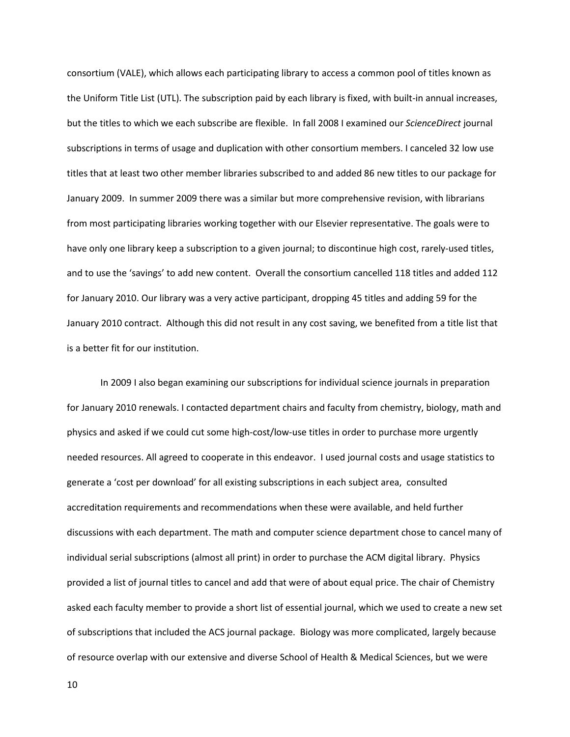consortium (VALE), which allows each participating library to access a common pool of titles known as the Uniform Title List (UTL). The subscription paid by each library is fixed, with built-in annual increases, but the titles to which we each subscribe are flexible. In fall 2008 I examined our *ScienceDirect* journal subscriptions in terms of usage and duplication with other consortium members. I canceled 32 low use titles that at least two other member libraries subscribed to and added 86 new titles to our package for January 2009. In summer 2009 there was a similar but more comprehensive revision, with librarians from most participating libraries working together with our Elsevier representative. The goals were to have only one library keep a subscription to a given journal; to discontinue high cost, rarely-used titles, and to use the 'savings' to add new content. Overall the consortium cancelled 118 titles and added 112 for January 2010. Our library was a very active participant, dropping 45 titles and adding 59 for the January 2010 contract. Although this did not result in any cost saving, we benefited from a title list that is a better fit for our institution.

In 2009 I also began examining our subscriptions for individual science journals in preparation for January 2010 renewals. I contacted department chairs and faculty from chemistry, biology, math and physics and asked if we could cut some high-cost/low-use titles in order to purchase more urgently needed resources. All agreed to cooperate in this endeavor. I used journal costs and usage statistics to generate a 'cost per download' for all existing subscriptions in each subject area, consulted accreditation requirements and recommendations when these were available, and held further discussions with each department. The math and computer science department chose to cancel many of individual serial subscriptions (almost all print) in order to purchase the ACM digital library. Physics provided a list of journal titles to cancel and add that were of about equal price. The chair of Chemistry asked each faculty member to provide a short list of essential journal, which we used to create a new set of subscriptions that included the ACS journal package. Biology was more complicated, largely because of resource overlap with our extensive and diverse School of Health & Medical Sciences, but we were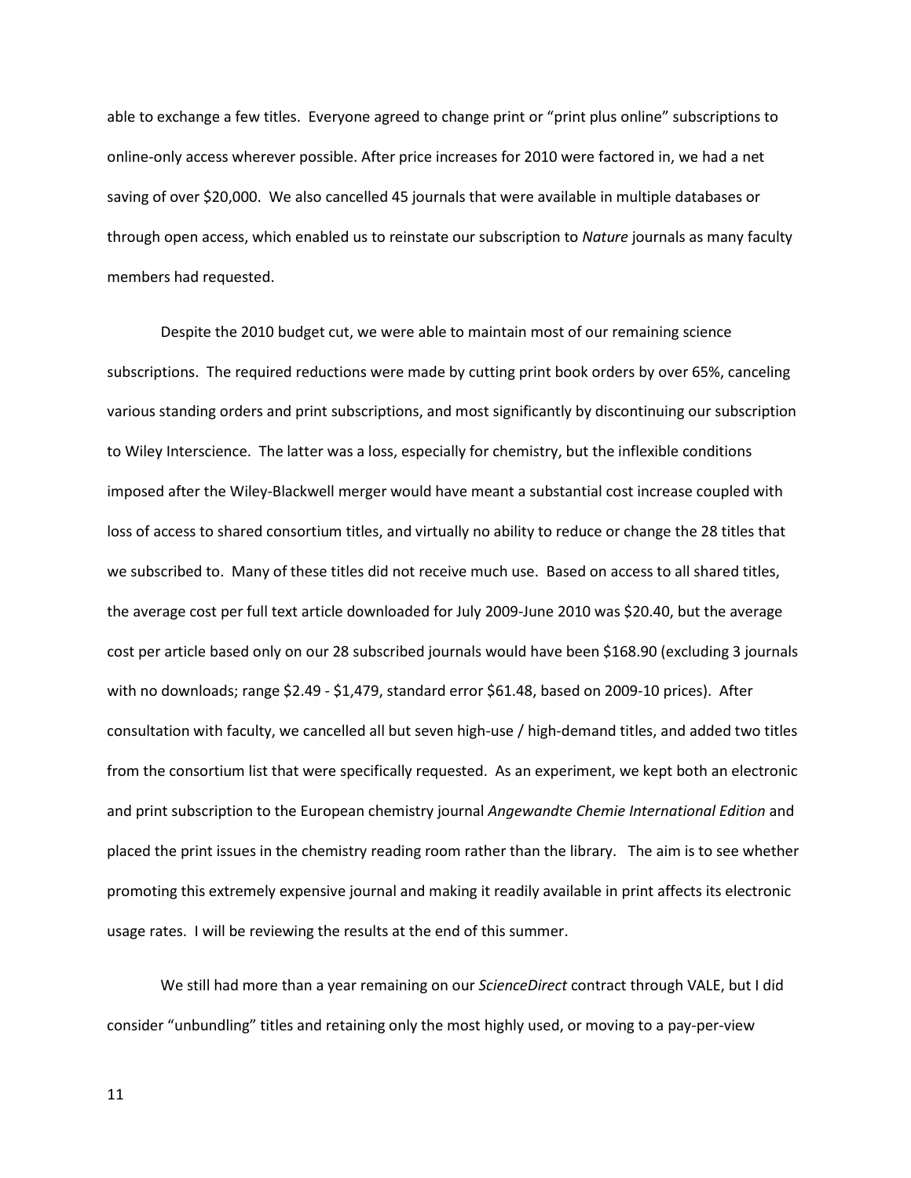able to exchange a few titles. Everyone agreed to change print or "print plus online" subscriptions to online-only access wherever possible. After price increases for 2010 were factored in, we had a net saving of over $20,000. We also cancelled 45 journals that were available in multiple databases or through open access, which enabled us to reinstate our subscription to *Nature* journals as many faculty members had requested.

Despite the 2010 budget cut, we were able to maintain most of our remaining science subscriptions. The required reductions were made by cutting print book orders by over 65%, canceling various standing orders and print subscriptions, and most significantly by discontinuing our subscription to Wiley Interscience. The latter was a loss, especially for chemistry, but the inflexible conditions imposed after the Wiley-Blackwell merger would have meant a substantial cost increase coupled with loss of access to shared consortium titles, and virtually no ability to reduce or change the 28 titles that we subscribed to. Many of these titles did not receive much use. Based on access to all shared titles, the average cost per full text article downloaded for July 2009-June 2010 was $20.40, but the average cost per article based only on our 28 subscribed journals would have been $168.90 (excluding 3 journals with no downloads; range $2.49 - $1,479, standard error $61.48, based on 2009-10 prices). After consultation with faculty, we cancelled all but seven high-use / high-demand titles, and added two titles from the consortium list that were specifically requested. As an experiment, we kept both an electronic and print subscription to the European chemistry journal *Angewandte Chemie International Edition* and placed the print issues in the chemistry reading room rather than the library. The aim is to see whether promoting this extremely expensive journal and making it readily available in print affects its electronic usage rates. I will be reviewing the results at the end of this summer.

We still had more than a year remaining on our *ScienceDirect* contract through VALE, but I did consider "unbundling" titles and retaining only the most highly used, or moving to a pay-per-view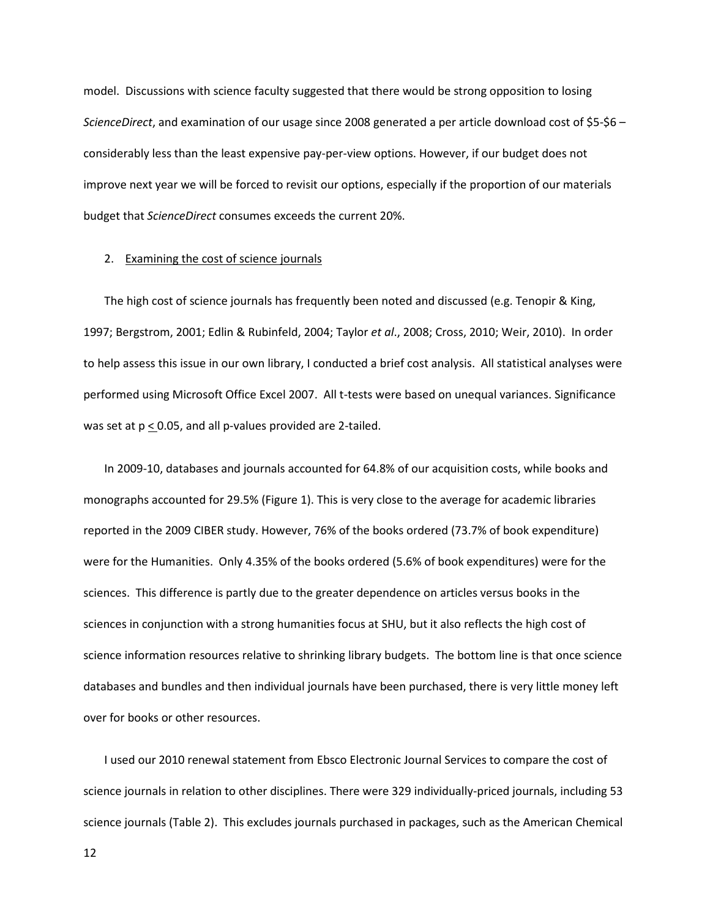model. Discussions with science faculty suggested that there would be strong opposition to losing *ScienceDirect*, and examination of our usage since 2008 generated a per article download cost of $5-$6 – considerably less than the least expensive pay-per-view options. However, if our budget does not improve next year we will be forced to revisit our options, especially if the proportion of our materials budget that *ScienceDirect* consumes exceeds the current 20%.

## 2. Examining the cost of science journals

The high cost of science journals has frequently been noted and discussed (e.g. Tenopir & King, 1997; Bergstrom, 2001; Edlin & Rubinfeld, 2004; Taylor *et al*., 2008; Cross, 2010; Weir, 2010). In order to help assess this issue in our own library, I conducted a brief cost analysis. All statistical analyses were performed using Microsoft Office Excel 2007. All t-tests were based on unequal variances. Significance was set at $p \leq 0.05$, and all p-values provided are 2-tailed.

In 2009-10, databases and journals accounted for 64.8% of our acquisition costs, while books and monographs accounted for 29.5% (Figure 1). This is very close to the average for academic libraries reported in the 2009 CIBER study. However, 76% of the books ordered (73.7% of book expenditure) were for the Humanities. Only 4.35% of the books ordered (5.6% of book expenditures) were for the sciences. This difference is partly due to the greater dependence on articles versus books in the sciences in conjunction with a strong humanities focus at SHU, but it also reflects the high cost of science information resources relative to shrinking library budgets. The bottom line is that once science databases and bundles and then individual journals have been purchased, there is very little money left over for books or other resources.

I used our 2010 renewal statement from Ebsco Electronic Journal Services to compare the cost of science journals in relation to other disciplines. There were 329 individually-priced journals, including 53 science journals (Table 2). This excludes journals purchased in packages, such as the American Chemical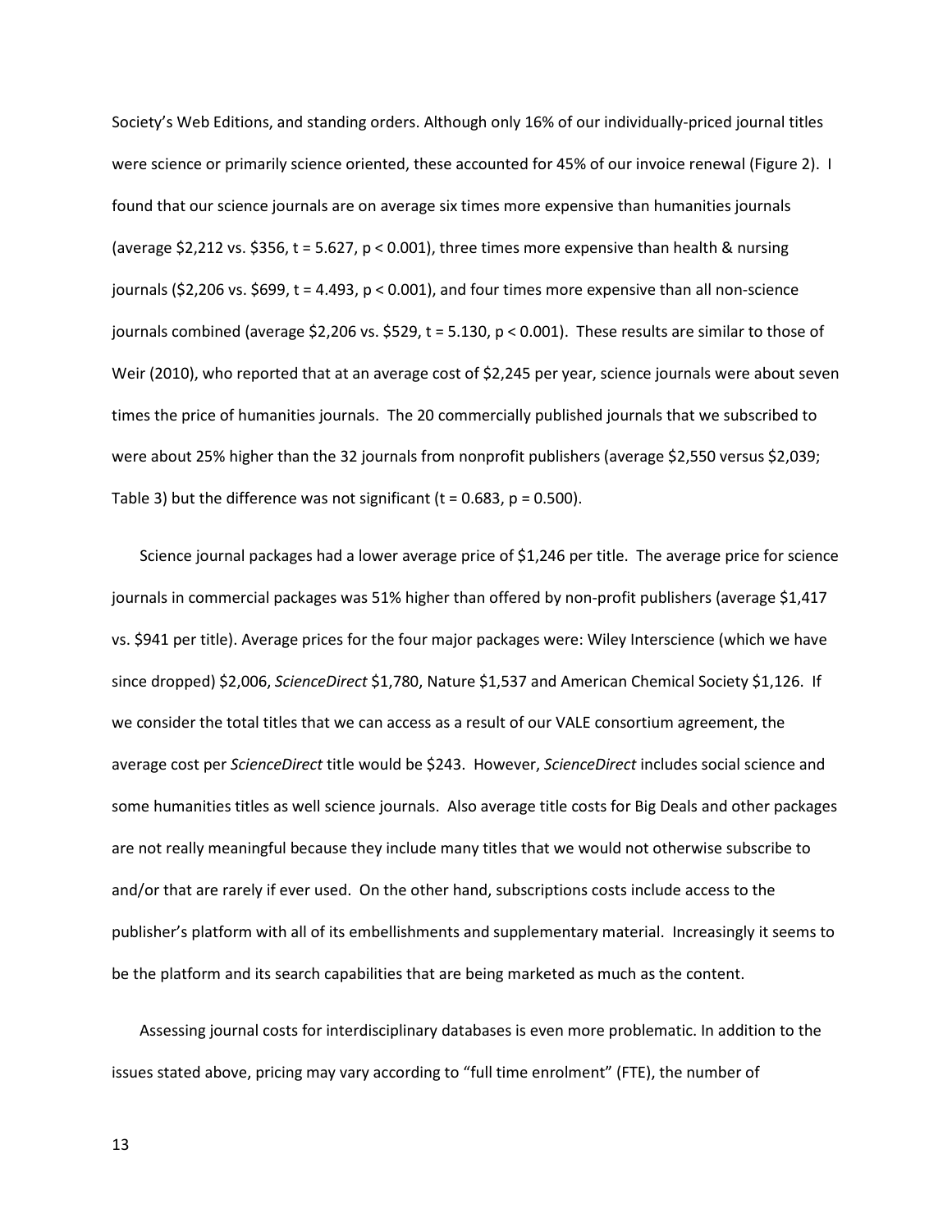Society's Web Editions, and standing orders. Although only 16% of our individually-priced journal titles were science or primarily science oriented, these accounted for 45% of our invoice renewal (Figure 2). I found that our science journals are on average six times more expensive than humanities journals (average \$2,212 vs. \$356, $t = 5.627$, $p < 0.001$), three times more expensive than health & nursing journals (\$2,206 vs. \$699, $t = 4.493$, $p < 0.001$), and four times more expensive than all non-science journals combined (average \$2,206 vs. \$529, $t = 5.130$, $p < 0.001$). These results are similar to those of Weir (2010), who reported that at an average cost of \$2,245 per year, science journals were about seven times the price of humanities journals. The 20 commercially published journals that we subscribed to were about 25% higher than the 32 journals from nonprofit publishers (average \$2,550 versus \$2,039; Table 3) but the difference was not significant ($t = 0.683$, $p = 0.500$).

Science journal packages had a lower average price of \$1,246 per title. The average price for science journals in commercial packages was 51% higher than offered by non-profit publishers (average \$1,417 vs. \$941 per title). Average prices for the four major packages were: Wiley Interscience (which we have since dropped) \$2,006, *ScienceDirect* \$1,780, Nature \$1,537 and American Chemical Society \$1,126. If we consider the total titles that we can access as a result of our VALE consortium agreement, the average cost per *ScienceDirect* title would be \$243. However, *ScienceDirect* includes social science and some humanities titles as well science journals. Also average title costs for Big Deals and other packages are not really meaningful because they include many titles that we would not otherwise subscribe to and/or that are rarely if ever used. On the other hand, subscriptions costs include access to the publisher's platform with all of its embellishments and supplementary material. Increasingly it seems to be the platform and its search capabilities that are being marketed as much as the content.

Assessing journal costs for interdisciplinary databases is even more problematic. In addition to the issues stated above, pricing may vary according to "full time enrolment" (FTE), the number of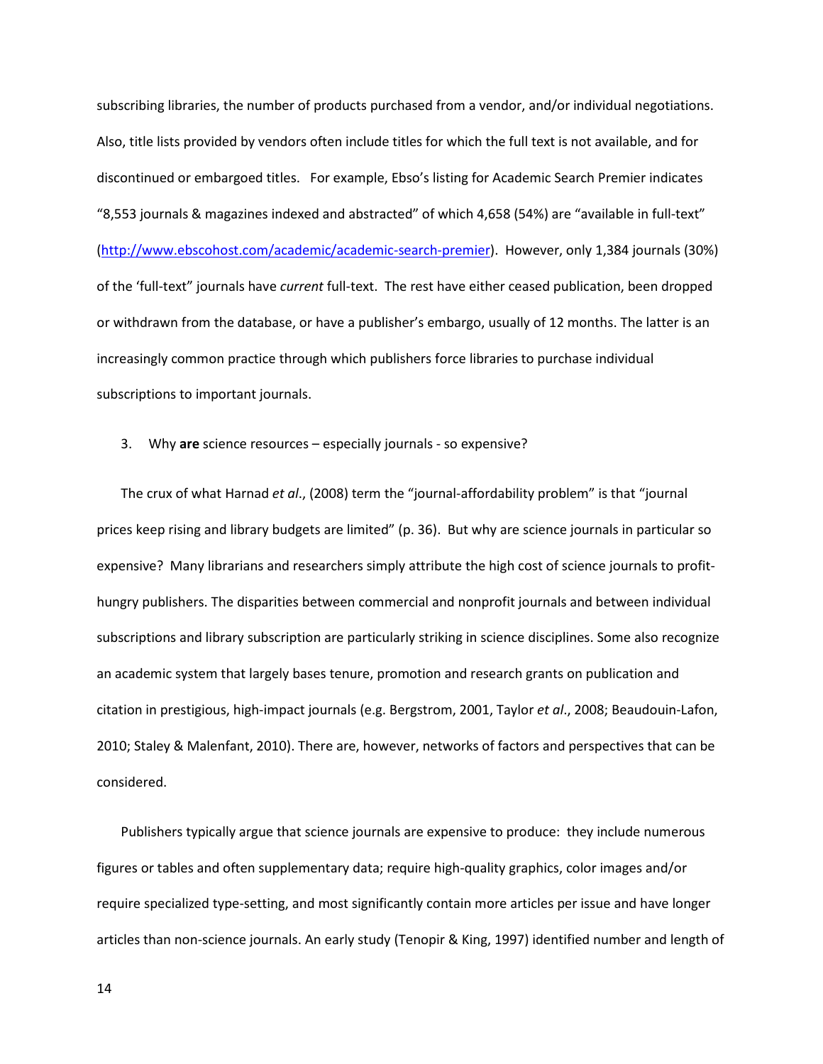subscribing libraries, the number of products purchased from a vendor, and/or individual negotiations. Also, title lists provided by vendors often include titles for which the full text is not available, and for discontinued or embargoed titles. For example, Ebso's listing for Academic Search Premier indicates "8,553 journals & magazines indexed and abstracted" of which 4,658 (54%) are "available in full-text" (http://www.ebscohost.com/academic/academic-search-premier). However, only 1,384 journals (30%) of the 'full-text" journals have *current* full-text. The rest have either ceased publication, been dropped or withdrawn from the database, or have a publisher's embargo, usually of 12 months. The latter is an increasingly common practice through which publishers force libraries to purchase individual subscriptions to important journals.

3. Why **are** science resources – especially journals - so expensive?

The crux of what Harnad *et al*., (2008) term the "journal-affordability problem" is that "journal prices keep rising and library budgets are limited" (p. 36). But why are science journals in particular so expensive? Many librarians and researchers simply attribute the high cost of science journals to profit-hungry publishers. The disparities between commercial and nonprofit journals and between individual subscriptions and library subscription are particularly striking in science disciplines. Some also recognize an academic system that largely bases tenure, promotion and research grants on publication and citation in prestigious, high-impact journals (e.g. Bergstrom, 2001, Taylor *et al*., 2008; Beaudouin-Lafon, 2010; Staley & Malenfant, 2010). There are, however, networks of factors and perspectives that can be considered.

Publishers typically argue that science journals are expensive to produce: they include numerous figures or tables and often supplementary data; require high-quality graphics, color images and/or require specialized type-setting, and most significantly contain more articles per issue and have longer articles than non-science journals. An early study (Tenopir & King, 1997) identified number and length of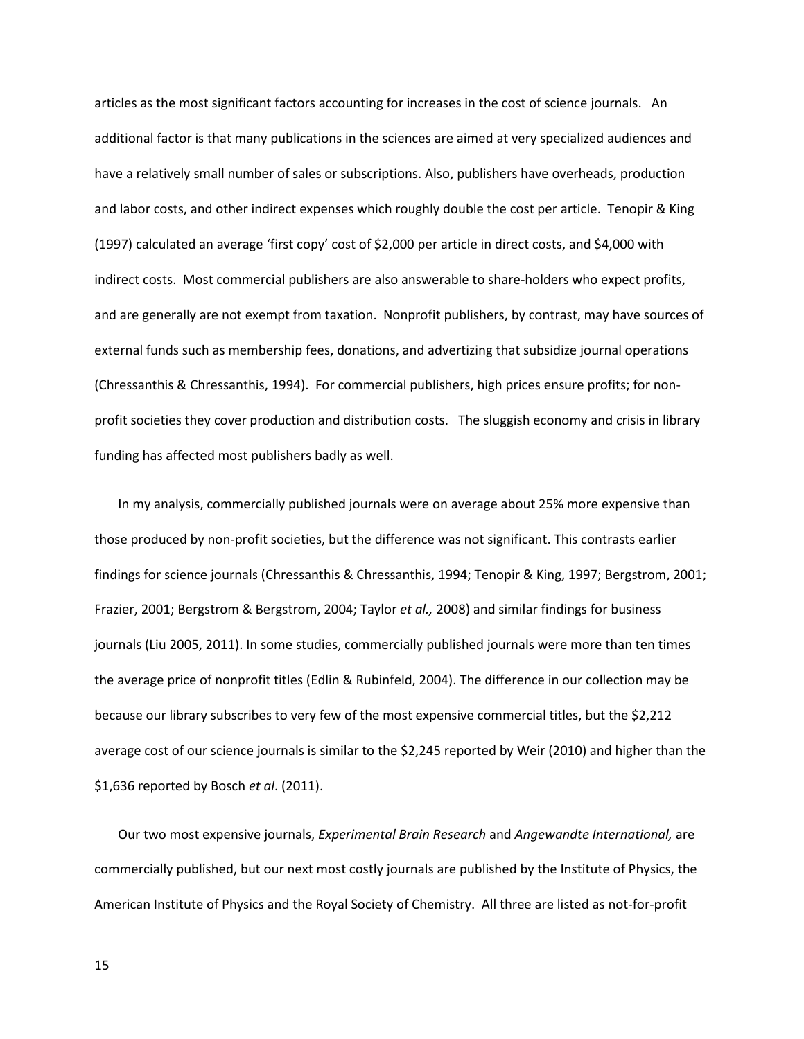articles as the most significant factors accounting for increases in the cost of science journals. An additional factor is that many publications in the sciences are aimed at very specialized audiences and have a relatively small number of sales or subscriptions. Also, publishers have overheads, production and labor costs, and other indirect expenses which roughly double the cost per article. Tenopir & King (1997) calculated an average 'first copy' cost of $2,000 per article in direct costs, and $4,000 with indirect costs. Most commercial publishers are also answerable to share-holders who expect profits, and are generally are not exempt from taxation. Nonprofit publishers, by contrast, may have sources of external funds such as membership fees, donations, and advertizing that subsidize journal operations (Chressanthis & Chressanthis, 1994). For commercial publishers, high prices ensure profits; for non-profit societies they cover production and distribution costs. The sluggish economy and crisis in library funding has affected most publishers badly as well.

In my analysis, commercially published journals were on average about 25% more expensive than those produced by non-profit societies, but the difference was not significant. This contrasts earlier findings for science journals (Chressanthis & Chressanthis, 1994; Tenopir & King, 1997; Bergstrom, 2001; Frazier, 2001; Bergstrom & Bergstrom, 2004; Taylor *et al.,* 2008) and similar findings for business journals (Liu 2005, 2011). In some studies, commercially published journals were more than ten times the average price of nonprofit titles (Edlin & Rubinfeld, 2004). The difference in our collection may be because our library subscribes to very few of the most expensive commercial titles, but the $2,212 average cost of our science journals is similar to the $2,245 reported by Weir (2010) and higher than the $1,636 reported by Bosch *et al*. (2011).

Our two most expensive journals, *Experimental Brain Research* and *Angewandte International,* are commercially published, but our next most costly journals are published by the Institute of Physics, the American Institute of Physics and the Royal Society of Chemistry. All three are listed as not-for-profit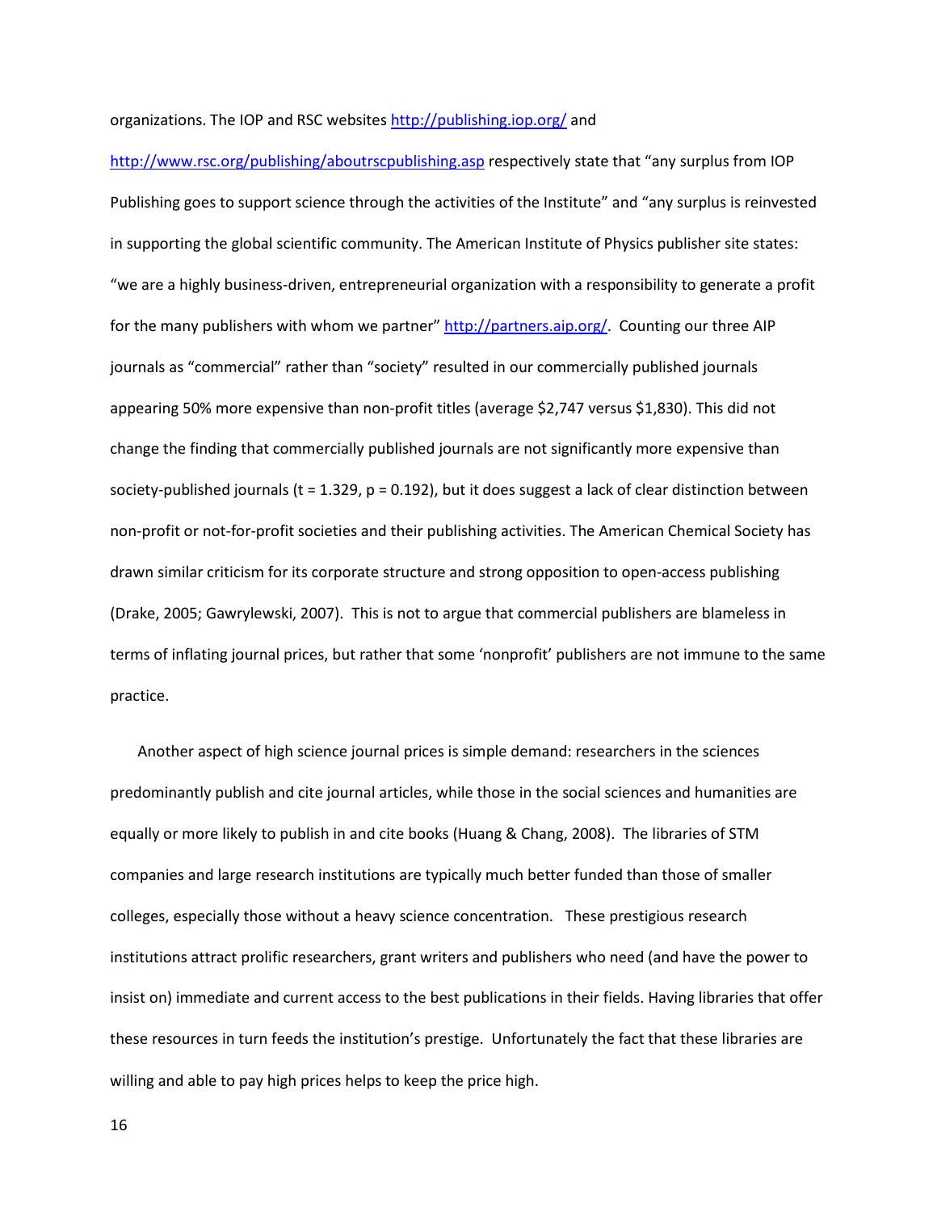organizations. The IOP and RSC websites http://publishing.iop.org/ and http://www.rsc.org/publishing/aboutrscpublishing.asp respectively state that "any surplus from IOP Publishing goes to support science through the activities of the Institute" and "any surplus is reinvested in supporting the global scientific community. The American Institute of Physics publisher site states: "we are a highly business-driven, entrepreneurial organization with a responsibility to generate a profit for the many publishers with whom we partner" http://partners.aip.org/. Counting our three AIP journals as "commercial" rather than "society" resulted in our commercially published journals appearing 50% more expensive than non-profit titles (average $2,747 versus $1,830). This did not change the finding that commercially published journals are not significantly more expensive than society-published journals ($t = 1.329$, $p = 0.192$), but it does suggest a lack of clear distinction between non-profit or not-for-profit societies and their publishing activities. The American Chemical Society has drawn similar criticism for its corporate structure and strong opposition to open-access publishing (Drake, 2005; Gawrylewski, 2007). This is not to argue that commercial publishers are blameless in terms of inflating journal prices, but rather that some 'nonprofit' publishers are not immune to the same practice.

Another aspect of high science journal prices is simple demand: researchers in the sciences predominantly publish and cite journal articles, while those in the social sciences and humanities are equally or more likely to publish in and cite books (Huang & Chang, 2008). The libraries of STM companies and large research institutions are typically much better funded than those of smaller colleges, especially those without a heavy science concentration. These prestigious research institutions attract prolific researchers, grant writers and publishers who need (and have the power to insist on) immediate and current access to the best publications in their fields. Having libraries that offer these resources in turn feeds the institution's prestige. Unfortunately the fact that these libraries are willing and able to pay high prices helps to keep the price high.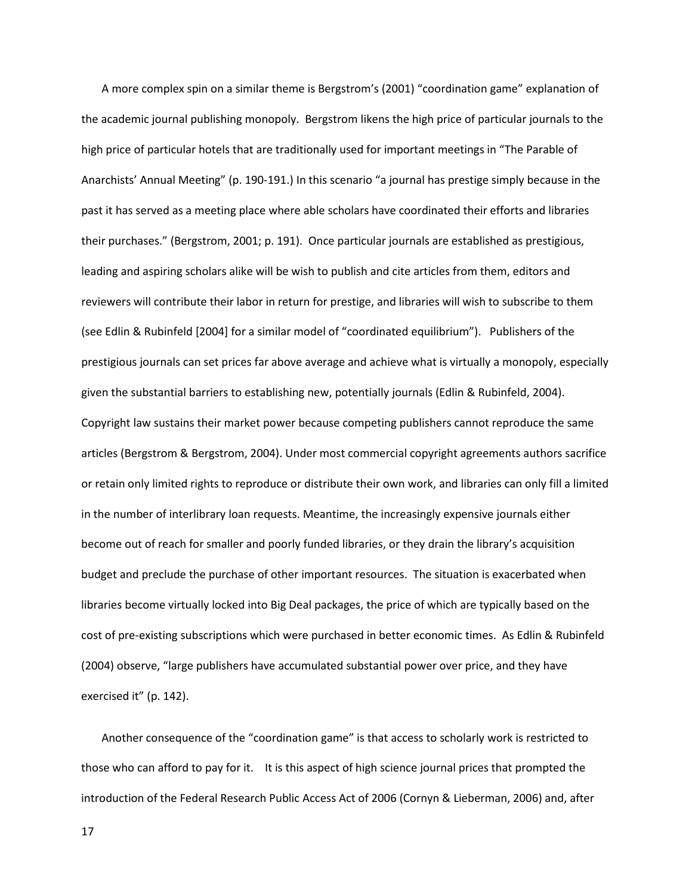A more complex spin on a similar theme is Bergstrom's (2001) "coordination game" explanation of the academic journal publishing monopoly. Bergstrom likens the high price of particular journals to the high price of particular hotels that are traditionally used for important meetings in "The Parable of Anarchists' Annual Meeting" (p. 190-191.) In this scenario "a journal has prestige simply because in the past it has served as a meeting place where able scholars have coordinated their efforts and libraries their purchases." (Bergstrom, 2001; p. 191). Once particular journals are established as prestigious, leading and aspiring scholars alike will be wish to publish and cite articles from them, editors and reviewers will contribute their labor in return for prestige, and libraries will wish to subscribe to them (see Edlin & Rubinfeld [2004] for a similar model of "coordinated equilibrium"). Publishers of the prestigious journals can set prices far above average and achieve what is virtually a monopoly, especially given the substantial barriers to establishing new, potentially journals (Edlin & Rubinfeld, 2004). Copyright law sustains their market power because competing publishers cannot reproduce the same articles (Bergstrom & Bergstrom, 2004). Under most commercial copyright agreements authors sacrifice or retain only limited rights to reproduce or distribute their own work, and libraries can only fill a limited in the number of interlibrary loan requests. Meantime, the increasingly expensive journals either become out of reach for smaller and poorly funded libraries, or they drain the library's acquisition budget and preclude the purchase of other important resources. The situation is exacerbated when libraries become virtually locked into Big Deal packages, the price of which are typically based on the cost of pre-existing subscriptions which were purchased in better economic times. As Edlin & Rubinfeld (2004) observe, "large publishers have accumulated substantial power over price, and they have exercised it" (p. 142).

Another consequence of the "coordination game" is that access to scholarly work is restricted to those who can afford to pay for it. It is this aspect of high science journal prices that prompted the introduction of the Federal Research Public Access Act of 2006 (Cornyn & Lieberman, 2006) and, after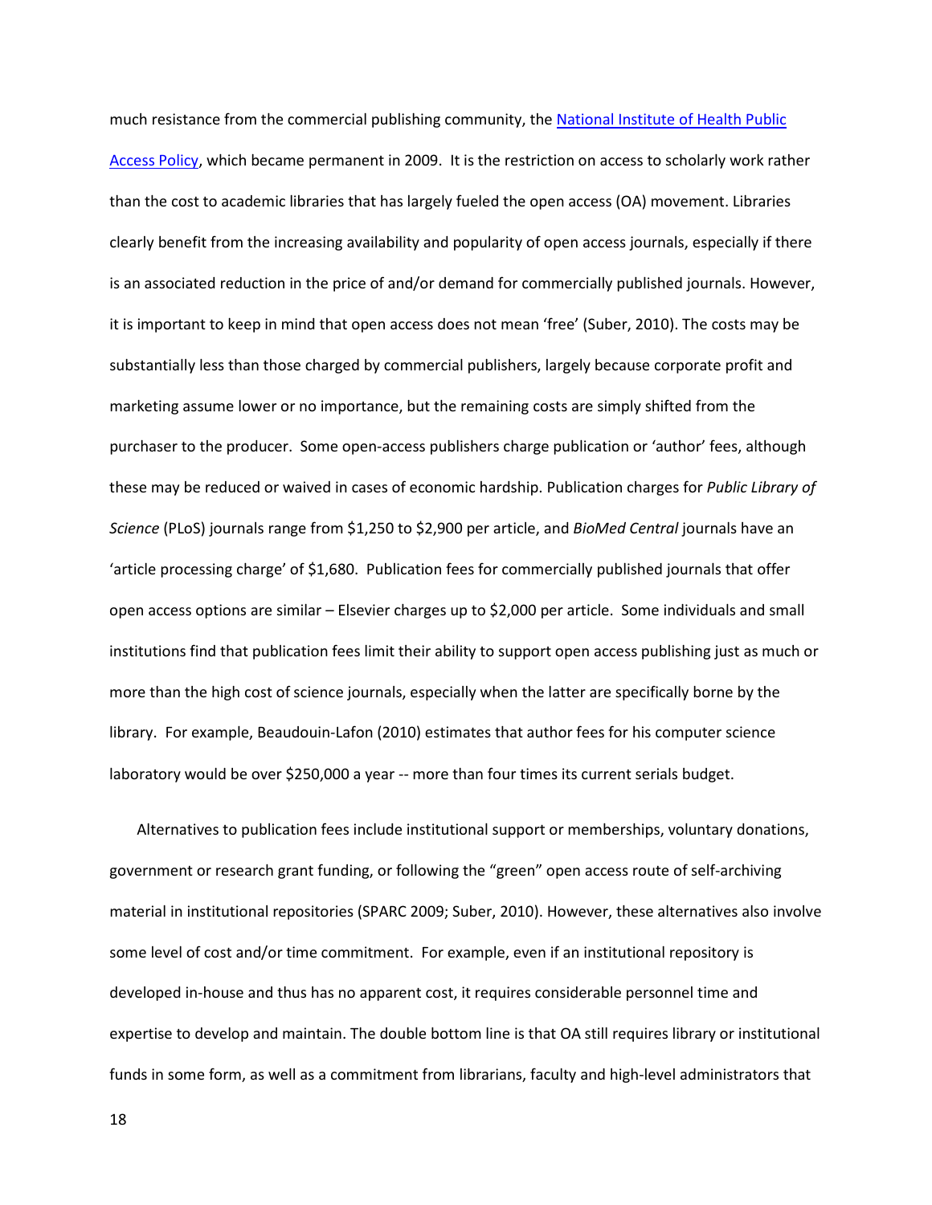much resistance from the commercial publishing community, the [National Institute of Health Public Access Policy](), which became permanent in 2009. It is the restriction on access to scholarly work rather than the cost to academic libraries that has largely fueled the open access (OA) movement. Libraries clearly benefit from the increasing availability and popularity of open access journals, especially if there is an associated reduction in the price of and/or demand for commercially published journals. However, it is important to keep in mind that open access does not mean 'free' (Suber, 2010). The costs may be substantially less than those charged by commercial publishers, largely because corporate profit and marketing assume lower or no importance, but the remaining costs are simply shifted from the purchaser to the producer. Some open-access publishers charge publication or 'author' fees, although these may be reduced or waived in cases of economic hardship. Publication charges for *Public Library of Science* (PLoS) journals range from $1,250 to $2,900 per article, and *BioMed Central* journals have an 'article processing charge' of $1,680. Publication fees for commercially published journals that offer open access options are similar – Elsevier charges up to $2,000 per article. Some individuals and small institutions find that publication fees limit their ability to support open access publishing just as much or more than the high cost of science journals, especially when the latter are specifically borne by the library. For example, Beaudouin-Lafon (2010) estimates that author fees for his computer science laboratory would be over $250,000 a year -- more than four times its current serials budget.

Alternatives to publication fees include institutional support or memberships, voluntary donations, government or research grant funding, or following the "green" open access route of self-archiving material in institutional repositories (SPARC 2009; Suber, 2010). However, these alternatives also involve some level of cost and/or time commitment. For example, even if an institutional repository is developed in-house and thus has no apparent cost, it requires considerable personnel time and expertise to develop and maintain. The double bottom line is that OA still requires library or institutional funds in some form, as well as a commitment from librarians, faculty and high-level administrators that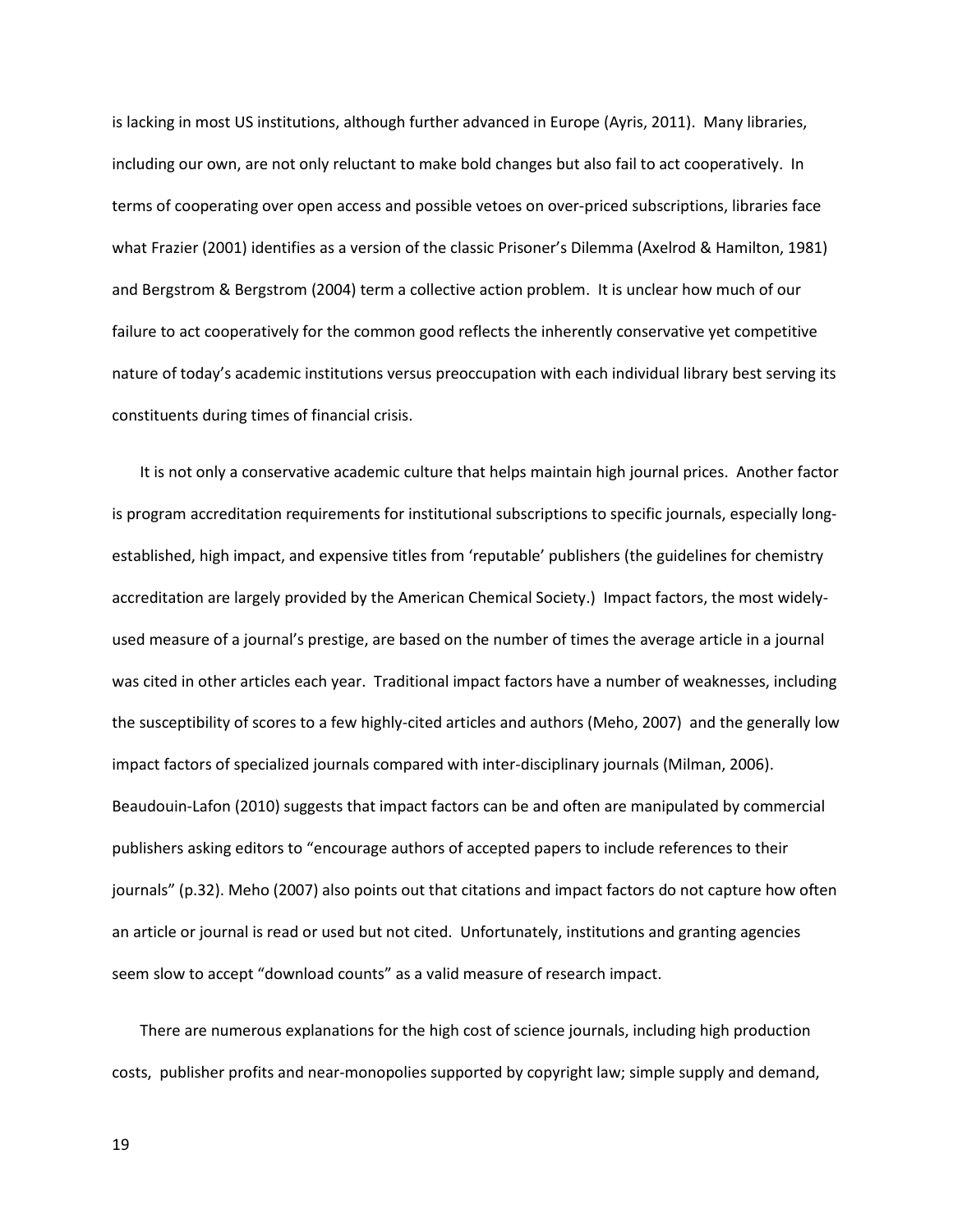is lacking in most US institutions, although further advanced in Europe (Ayris, 2011). Many libraries, including our own, are not only reluctant to make bold changes but also fail to act cooperatively. In terms of cooperating over open access and possible vetoes on over-priced subscriptions, libraries face what Frazier (2001) identifies as a version of the classic Prisoner's Dilemma (Axelrod & Hamilton, 1981) and Bergstrom & Bergstrom (2004) term a collective action problem. It is unclear how much of our failure to act cooperatively for the common good reflects the inherently conservative yet competitive nature of today's academic institutions versus preoccupation with each individual library best serving its constituents during times of financial crisis.

It is not only a conservative academic culture that helps maintain high journal prices. Another factor is program accreditation requirements for institutional subscriptions to specific journals, especially long-established, high impact, and expensive titles from 'reputable' publishers (the guidelines for chemistry accreditation are largely provided by the American Chemical Society.) Impact factors, the most widely-used measure of a journal's prestige, are based on the number of times the average article in a journal was cited in other articles each year. Traditional impact factors have a number of weaknesses, including the susceptibility of scores to a few highly-cited articles and authors (Meho, 2007) and the generally low impact factors of specialized journals compared with inter-disciplinary journals (Milman, 2006). Beaudouin-Lafon (2010) suggests that impact factors can be and often are manipulated by commercial publishers asking editors to "encourage authors of accepted papers to include references to their journals" (p.32). Meho (2007) also points out that citations and impact factors do not capture how often an article or journal is read or used but not cited. Unfortunately, institutions and granting agencies seem slow to accept "download counts" as a valid measure of research impact.

There are numerous explanations for the high cost of science journals, including high production costs, publisher profits and near-monopolies supported by copyright law; simple supply and demand,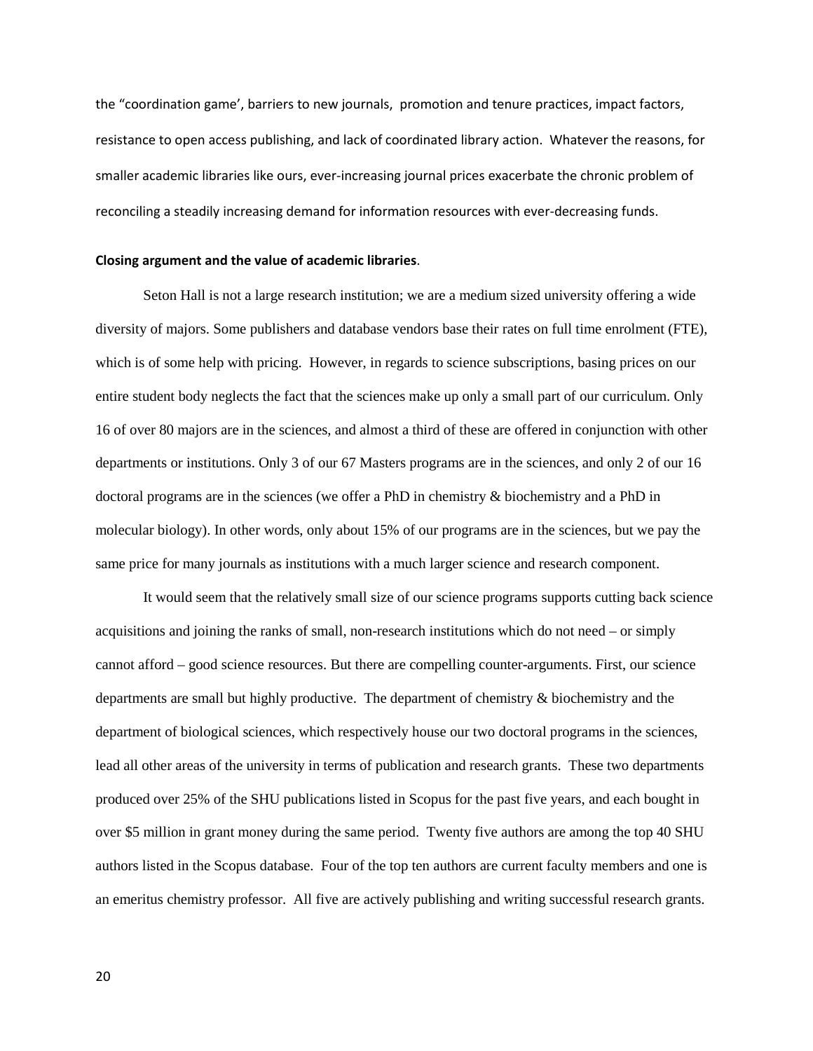the "coordination game', barriers to new journals, promotion and tenure practices, impact factors, resistance to open access publishing, and lack of coordinated library action. Whatever the reasons, for smaller academic libraries like ours, ever-increasing journal prices exacerbate the chronic problem of reconciling a steadily increasing demand for information resources with ever-decreasing funds.

**Closing argument and the value of academic libraries**.

Seton Hall is not a large research institution; we are a medium sized university offering a wide diversity of majors. Some publishers and database vendors base their rates on full time enrolment (FTE), which is of some help with pricing. However, in regards to science subscriptions, basing prices on our entire student body neglects the fact that the sciences make up only a small part of our curriculum. Only 16 of over 80 majors are in the sciences, and almost a third of these are offered in conjunction with other departments or institutions. Only 3 of our 67 Masters programs are in the sciences, and only 2 of our 16 doctoral programs are in the sciences (we offer a PhD in chemistry & biochemistry and a PhD in molecular biology). In other words, only about 15% of our programs are in the sciences, but we pay the same price for many journals as institutions with a much larger science and research component.

It would seem that the relatively small size of our science programs supports cutting back science acquisitions and joining the ranks of small, non-research institutions which do not need – or simply cannot afford – good science resources. But there are compelling counter-arguments. First, our science departments are small but highly productive. The department of chemistry & biochemistry and the department of biological sciences, which respectively house our two doctoral programs in the sciences, lead all other areas of the university in terms of publication and research grants. These two departments produced over 25% of the SHU publications listed in Scopus for the past five years, and each bought in over $5 million in grant money during the same period. Twenty five authors are among the top 40 SHU authors listed in the Scopus database. Four of the top ten authors are current faculty members and one is an emeritus chemistry professor. All five are actively publishing and writing successful research grants.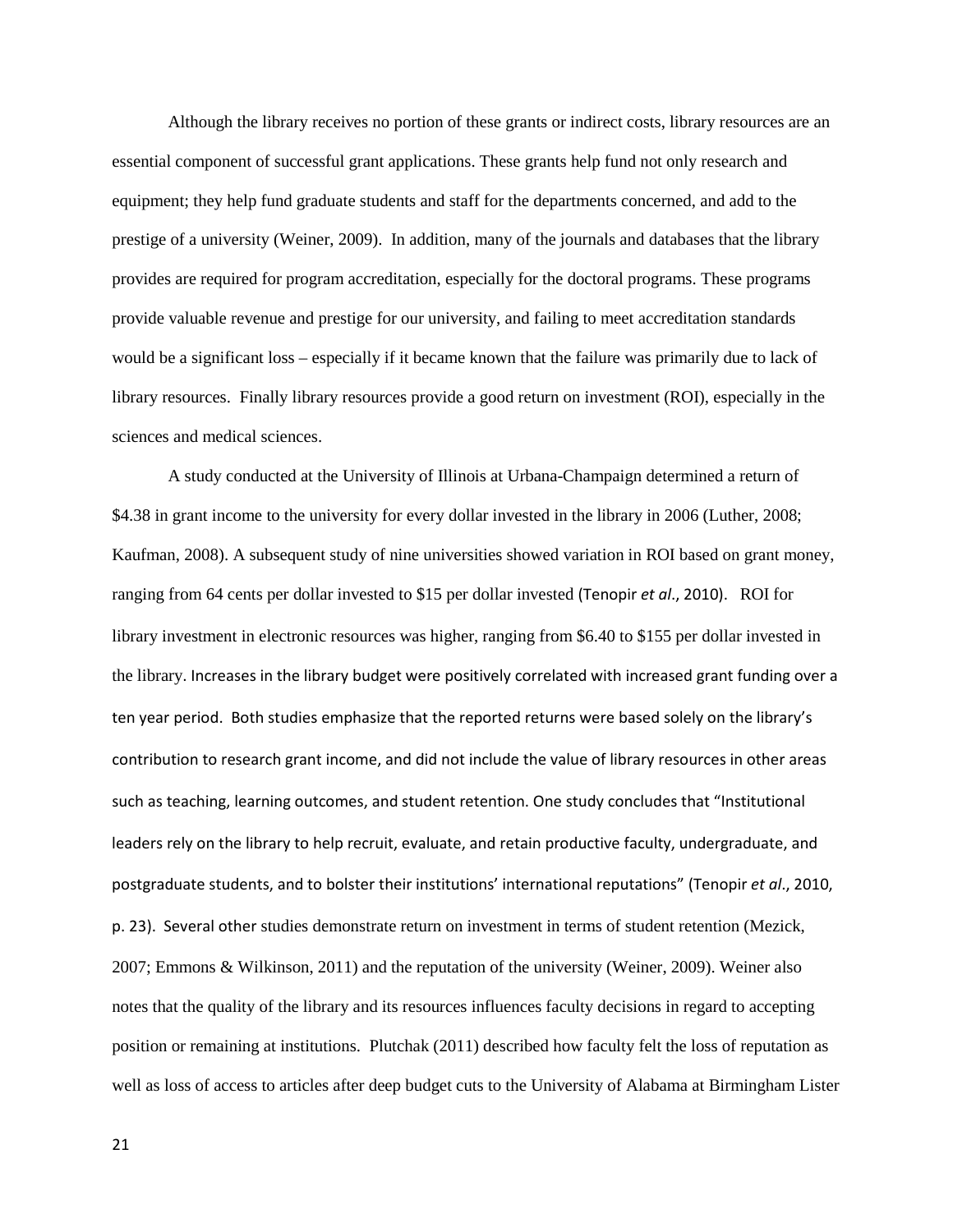Although the library receives no portion of these grants or indirect costs, library resources are an essential component of successful grant applications. These grants help fund not only research and equipment; they help fund graduate students and staff for the departments concerned, and add to the prestige of a university (Weiner, 2009). In addition, many of the journals and databases that the library provides are required for program accreditation, especially for the doctoral programs. These programs provide valuable revenue and prestige for our university, and failing to meet accreditation standards would be a significant loss – especially if it became known that the failure was primarily due to lack of library resources. Finally library resources provide a good return on investment (ROI), especially in the sciences and medical sciences.

A study conducted at the University of Illinois at Urbana-Champaign determined a return of $4.38 in grant income to the university for every dollar invested in the library in 2006 (Luther, 2008; Kaufman, 2008). A subsequent study of nine universities showed variation in ROI based on grant money, ranging from 64 cents per dollar invested to $15 per dollar invested (Tenopir *et al*., 2010). ROI for library investment in electronic resources was higher, ranging from $6.40 to $155 per dollar invested in the library. Increases in the library budget were positively correlated with increased grant funding over a ten year period. Both studies emphasize that the reported returns were based solely on the library's contribution to research grant income, and did not include the value of library resources in other areas such as teaching, learning outcomes, and student retention. One study concludes that "Institutional leaders rely on the library to help recruit, evaluate, and retain productive faculty, undergraduate, and postgraduate students, and to bolster their institutions' international reputations" (Tenopir *et al*., 2010, p. 23). Several other studies demonstrate return on investment in terms of student retention (Mezick, 2007; Emmons & Wilkinson, 2011) and the reputation of the university (Weiner, 2009). Weiner also notes that the quality of the library and its resources influences faculty decisions in regard to accepting position or remaining at institutions. Plutchak (2011) described how faculty felt the loss of reputation as well as loss of access to articles after deep budget cuts to the University of Alabama at Birmingham Lister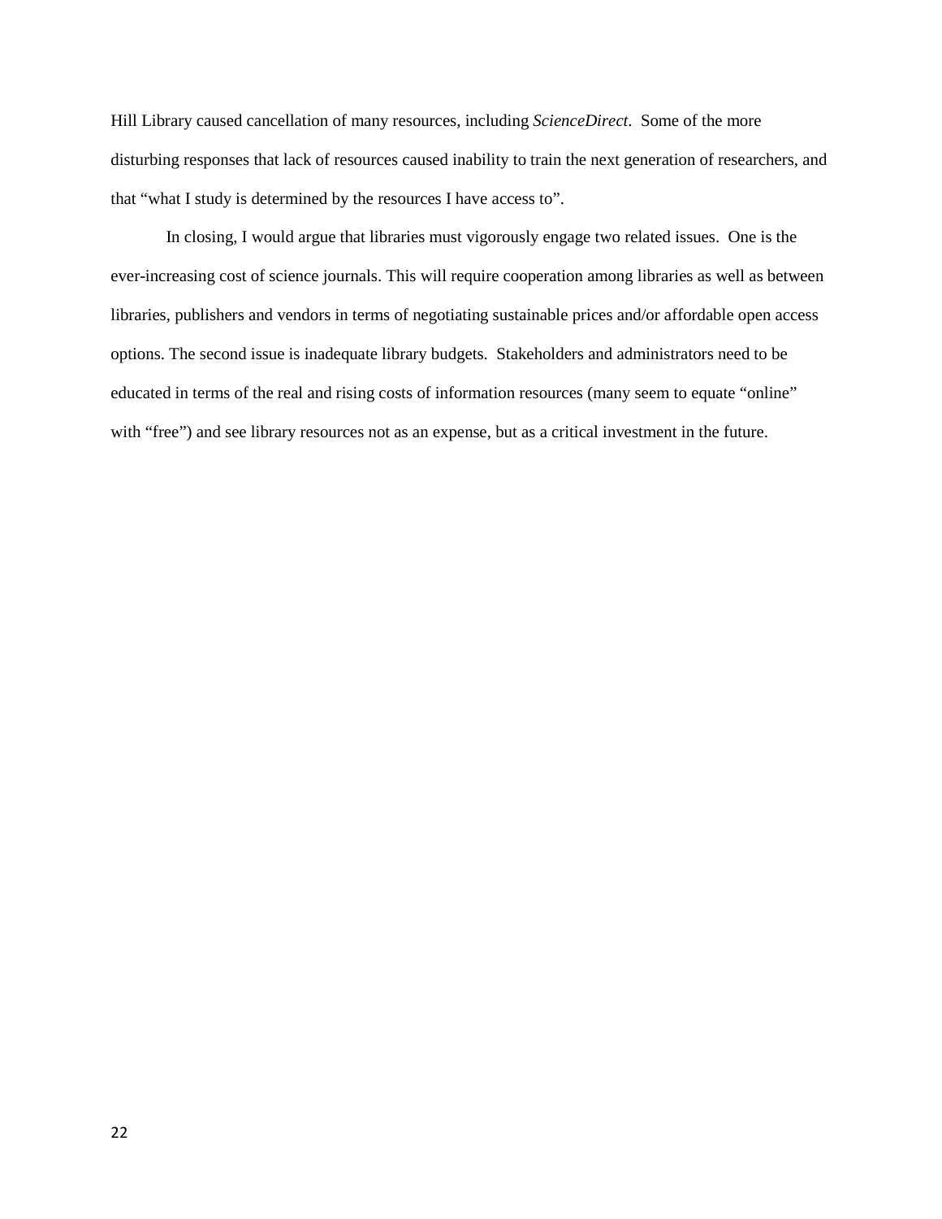Hill Library caused cancellation of many resources, including *ScienceDirect*. Some of the more disturbing responses that lack of resources caused inability to train the next generation of researchers, and that "what I study is determined by the resources I have access to".

In closing, I would argue that libraries must vigorously engage two related issues. One is the ever-increasing cost of science journals. This will require cooperation among libraries as well as between libraries, publishers and vendors in terms of negotiating sustainable prices and/or affordable open access options. The second issue is inadequate library budgets. Stakeholders and administrators need to be educated in terms of the real and rising costs of information resources (many seem to equate "online" with "free") and see library resources not as an expense, but as a critical investment in the future.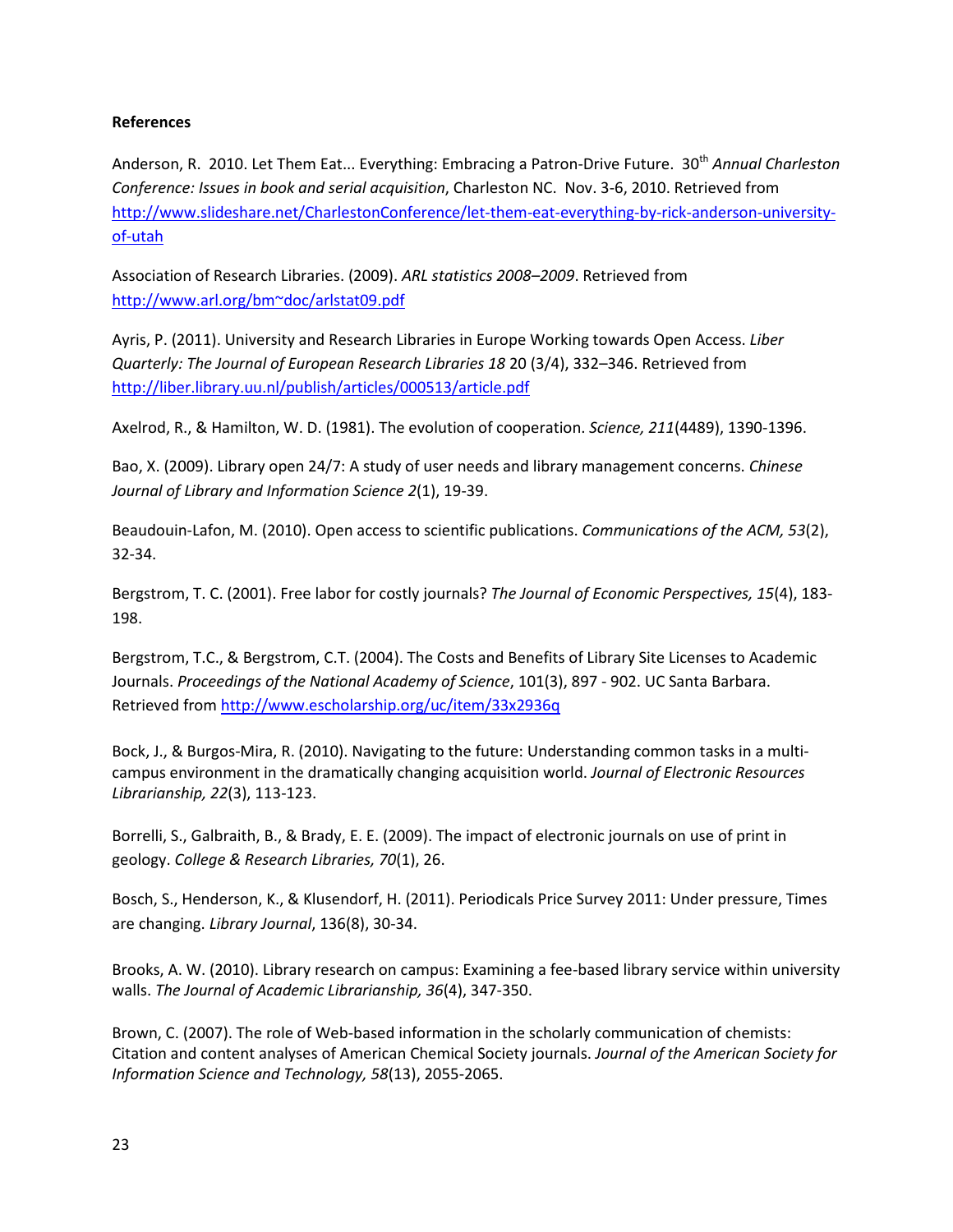**References**

Anderson, R. 2010. Let Them Eat... Everything: Embracing a Patron-Drive Future. 30th *Annual Charleston Conference: Issues in book and serial acquisition*, Charleston NC. Nov. 3-6, 2010. Retrieved from http://www.slideshare.net/CharlestonConference/let-them-eat-everything-by-rick-anderson-university-of-utah

Association of Research Libraries. (2009). *ARL statistics 2008–2009*. Retrieved from http://www.arl.org/bm~doc/arlstat09.pdf

Ayris, P. (2011). University and Research Libraries in Europe Working towards Open Access. *Liber Quarterly: The Journal of European Research Libraries 18* 20 (3/4), 332–346. Retrieved from http://liber.library.uu.nl/publish/articles/000513/article.pdf

Axelrod, R., & Hamilton, W. D. (1981). The evolution of cooperation. *Science, 211*(4489), 1390-1396.

Bao, X. (2009). Library open 24/7: A study of user needs and library management concerns. *Chinese Journal of Library and Information Science 2*(1), 19-39.

Beaudouin-Lafon, M. (2010). Open access to scientific publications. *Communications of the ACM, 53*(2), 32-34.

Bergstrom, T. C. (2001). Free labor for costly journals? *The Journal of Economic Perspectives, 15*(4), 183-198.

Bergstrom, T.C., & Bergstrom, C.T. (2004). The Costs and Benefits of Library Site Licenses to Academic Journals. *Proceedings of the National Academy of Science*, 101(3), 897 - 902. UC Santa Barbara. Retrieved from http://www.escholarship.org/uc/item/33x2936q

Bock, J., & Burgos-Mira, R. (2010). Navigating to the future: Understanding common tasks in a multi-campus environment in the dramatically changing acquisition world. *Journal of Electronic Resources Librarianship, 22*(3), 113-123.

Borrelli, S., Galbraith, B., & Brady, E. E. (2009). The impact of electronic journals on use of print in geology. *College & Research Libraries, 70*(1), 26.

Bosch, S., Henderson, K., & Klusendorf, H. (2011). Periodicals Price Survey 2011: Under pressure, Times are changing. *Library Journal*, 136(8), 30-34.

Brooks, A. W. (2010). Library research on campus: Examining a fee-based library service within university walls. *The Journal of Academic Librarianship, 36*(4), 347-350.

Brown, C. (2007). The role of Web-based information in the scholarly communication of chemists: Citation and content analyses of American Chemical Society journals. *Journal of the American Society for Information Science and Technology, 58*(13), 2055-2065.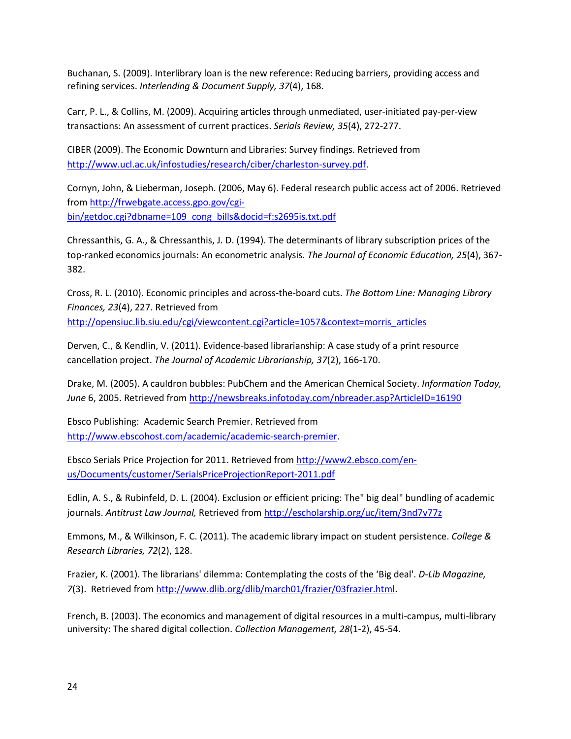Buchanan, S. (2009). Interlibrary loan is the new reference: Reducing barriers, providing access and refining services. *Interlending & Document Supply, 37*(4), 168.

Carr, P. L., & Collins, M. (2009). Acquiring articles through unmediated, user-initiated pay-per-view transactions: An assessment of current practices. *Serials Review, 35*(4), 272-277.

CIBER (2009). The Economic Downturn and Libraries: Survey findings. Retrieved from http://www.ucl.ac.uk/infostudies/research/ciber/charleston-survey.pdf.

Cornyn, John, & Lieberman, Joseph. (2006, May 6). Federal research public access act of 2006. Retrieved from http://frwebgate.access.gpo.gov/cgi-bin/getdoc.cgi?dbname=109_cong_bills&docid=f:s2695is.txt.pdf

Chressanthis, G. A., & Chressanthis, J. D. (1994). The determinants of library subscription prices of the top-ranked economics journals: An econometric analysis. *The Journal of Economic Education, 25*(4), 367-382.

Cross, R. L. (2010). Economic principles and across-the-board cuts. *The Bottom Line: Managing Library Finances, 23*(4), 227. Retrieved from http://opensiuc.lib.siu.edu/cgi/viewcontent.cgi?article=1057&context=morris_articles

Derven, C., & Kendlin, V. (2011). Evidence-based librarianship: A case study of a print resource cancellation project. *The Journal of Academic Librarianship, 37*(2), 166-170.

Drake, M. (2005). A cauldron bubbles: PubChem and the American Chemical Society. *Information Today, June* 6, 2005. Retrieved from http://newsbreaks.infotoday.com/nbreader.asp?ArticleID=16190

Ebsco Publishing: Academic Search Premier. Retrieved from http://www.ebscohost.com/academic/academic-search-premier.

Ebsco Serials Price Projection for 2011. Retrieved from http://www2.ebsco.com/en-us/Documents/customer/SerialsPriceProjectionReport-2011.pdf

Edlin, A. S., & Rubinfeld, D. L. (2004). Exclusion or efficient pricing: The" big deal" bundling of academic journals. *Antitrust Law Journal,* Retrieved from http://escholarship.org/uc/item/3nd7v77z

Emmons, M., & Wilkinson, F. C. (2011). The academic library impact on student persistence. *College & Research Libraries, 72*(2), 128.

Frazier, K. (2001). The librarians' dilemma: Contemplating the costs of the 'Big deal'. *D-Lib Magazine, 7*(3). Retrieved from http://www.dlib.org/dlib/march01/frazier/03frazier.html.

French, B. (2003). The economics and management of digital resources in a multi-campus, multi-library university: The shared digital collection. *Collection Management, 28*(1-2), 45-54.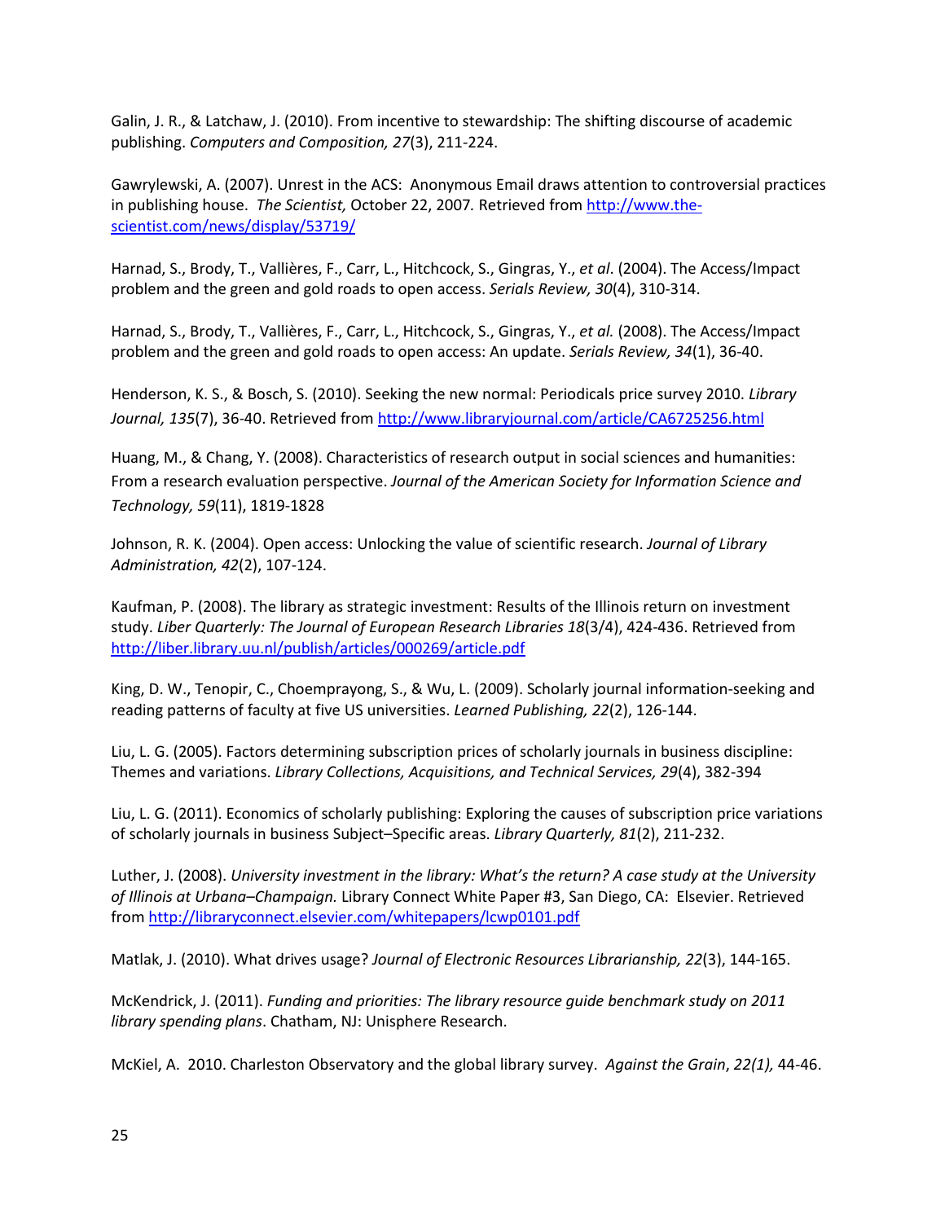Galin, J. R., & Latchaw, J. (2010). From incentive to stewardship: The shifting discourse of academic publishing. *Computers and Composition, 27*(3), 211-224.

Gawrylewski, A. (2007). Unrest in the ACS: Anonymous Email draws attention to controversial practices in publishing house. *The Scientist,* October 22, 2007*.* Retrieved from http://www.the-scientist.com/news/display/53719/

Harnad, S., Brody, T., Vallières, F., Carr, L., Hitchcock, S., Gingras, Y., *et al*. (2004). The Access/Impact problem and the green and gold roads to open access. *Serials Review, 30*(4), 310-314.

Harnad, S., Brody, T., Vallières, F., Carr, L., Hitchcock, S., Gingras, Y., *et al.* (2008). The Access/Impact problem and the green and gold roads to open access: An update. *Serials Review, 34*(1), 36-40.

Henderson, K. S., & Bosch, S. (2010). Seeking the new normal: Periodicals price survey 2010. *Library Journal, 135*(7), 36-40. Retrieved from http://www.libraryjournal.com/article/CA6725256.html

Huang, M., & Chang, Y. (2008). Characteristics of research output in social sciences and humanities: From a research evaluation perspective. *Journal of the American Society for Information Science and Technology, 59*(11), 1819-1828

Johnson, R. K. (2004). Open access: Unlocking the value of scientific research. *Journal of Library Administration, 42*(2), 107-124.

Kaufman, P. (2008). The library as strategic investment: Results of the Illinois return on investment study. *Liber Quarterly: The Journal of European Research Libraries 18*(3/4), 424-436. Retrieved from http://liber.library.uu.nl/publish/articles/000269/article.pdf

King, D. W., Tenopir, C., Choemprayong, S., & Wu, L. (2009). Scholarly journal information-seeking and reading patterns of faculty at five US universities. *Learned Publishing, 22*(2), 126-144.

Liu, L. G. (2005). Factors determining subscription prices of scholarly journals in business discipline: Themes and variations. *Library Collections, Acquisitions, and Technical Services, 29*(4), 382-394

Liu, L. G. (2011). Economics of scholarly publishing: Exploring the causes of subscription price variations of scholarly journals in business Subject–Specific areas. *Library Quarterly, 81*(2), 211-232.

Luther, J. (2008). *University investment in the library: What's the return? A case study at the University of Illinois at Urbana–Champaign.* Library Connect White Paper #3, San Diego, CA: Elsevier. Retrieved from http://libraryconnect.elsevier.com/whitepapers/lcwp0101.pdf

Matlak, J. (2010). What drives usage? *Journal of Electronic Resources Librarianship, 22*(3), 144-165.

McKendrick, J. (2011). *Funding and priorities: The library resource guide benchmark study on 2011 library spending plans*. Chatham, NJ: Unisphere Research.

McKiel, A. 2010. Charleston Observatory and the global library survey. *Against the Grain*, *22(1),* 44-46.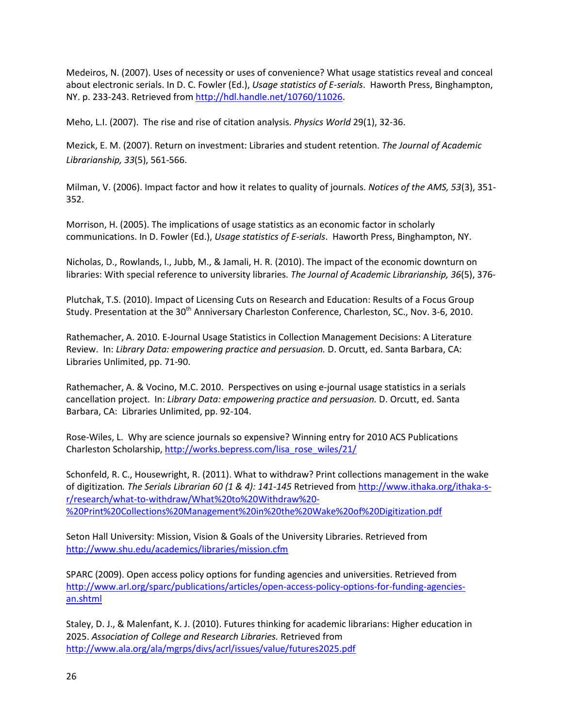Medeiros, N. (2007). Uses of necessity or uses of convenience? What usage statistics reveal and conceal about electronic serials. In D. C. Fowler (Ed.), *Usage statistics of E-serials*. Haworth Press, Binghampton, NY. p. 233-243. Retrieved from http://hdl.handle.net/10760/11026.

Meho, L.I. (2007). The rise and rise of citation analysis. *Physics World* 29(1), 32-36.

Mezick, E. M. (2007). Return on investment: Libraries and student retention. *The Journal of Academic Librarianship, 33*(5), 561-566.

Milman, V. (2006). Impact factor and how it relates to quality of journals. *Notices of the AMS, 53*(3), 351-352.

Morrison, H. (2005). The implications of usage statistics as an economic factor in scholarly communications. In D. Fowler (Ed.), *Usage statistics of E-serials*. Haworth Press, Binghampton, NY.

Nicholas, D., Rowlands, I., Jubb, M., & Jamali, H. R. (2010). The impact of the economic downturn on libraries: With special reference to university libraries. *The Journal of Academic Librarianship, 36*(5), 376-

Plutchak, T.S. (2010). Impact of Licensing Cuts on Research and Education: Results of a Focus Group Study. Presentation at the 30th Anniversary Charleston Conference, Charleston, SC., Nov. 3-6, 2010.

Rathemacher, A. 2010. E-Journal Usage Statistics in Collection Management Decisions: A Literature Review. In: *Library Data: empowering practice and persuasion.* D. Orcutt, ed. Santa Barbara, CA: Libraries Unlimited, pp. 71-90.

Rathemacher, A. & Vocino, M.C. 2010. Perspectives on using e-journal usage statistics in a serials cancellation project. In: *Library Data: empowering practice and persuasion.* D. Orcutt, ed. Santa Barbara, CA: Libraries Unlimited, pp. 92-104.

Rose-Wiles, L. Why are science journals so expensive? Winning entry for 2010 ACS Publications Charleston Scholarship, http://works.bepress.com/lisa_rose_wiles/21/

Schonfeld, R. C., Housewright, R. (2011). What to withdraw? Print collections management in the wake of digitization. *The Serials Librarian 60 (1 & 4): 141-145* Retrieved from http://www.ithaka.org/ithaka-s-r/research/what-to-withdraw/What%20to%20Withdraw%20-%20Print%20Collections%20Management%20in%20the%20Wake%20of%20Digitization.pdf

Seton Hall University: Mission, Vision & Goals of the University Libraries. Retrieved from http://www.shu.edu/academics/libraries/mission.cfm

SPARC (2009). Open access policy options for funding agencies and universities. Retrieved from http://www.arl.org/sparc/publications/articles/open-access-policy-options-for-funding-agencies-an.shtml

Staley, D. J., & Malenfant, K. J. (2010). Futures thinking for academic librarians: Higher education in 2025. *Association of College and Research Libraries.* Retrieved from http://www.ala.org/ala/mgrps/divs/acrl/issues/value/futures2025.pdf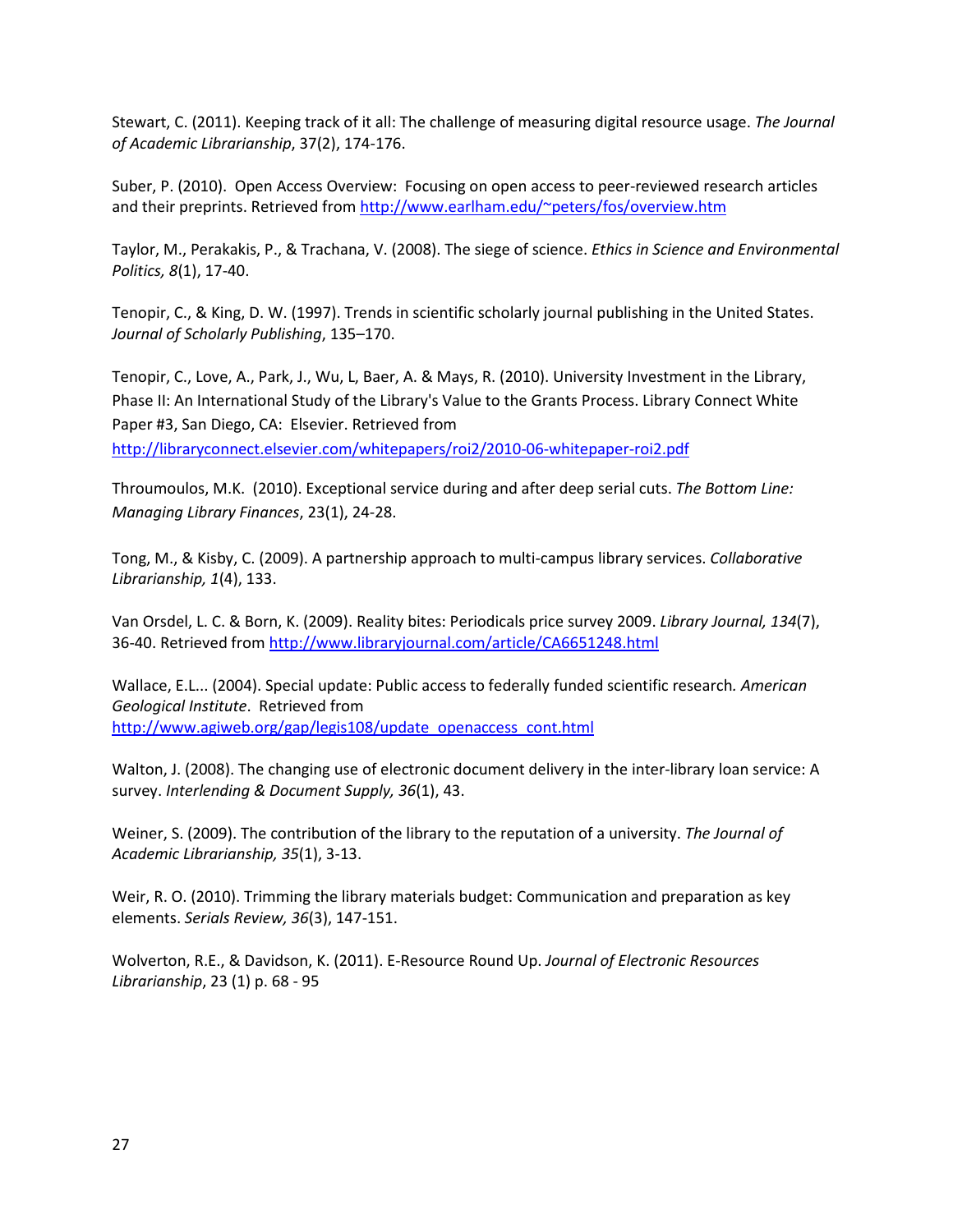Stewart, C. (2011). Keeping track of it all: The challenge of measuring digital resource usage. *The Journal of Academic Librarianship*, 37(2), 174-176.

Suber, P. (2010). Open Access Overview: Focusing on open access to peer-reviewed research articles and their preprints. Retrieved from http://www.earlham.edu/~peters/fos/overview.htm

Taylor, M., Perakakis, P., & Trachana, V. (2008). The siege of science. *Ethics in Science and Environmental Politics, 8*(1), 17-40.

Tenopir, C., & King, D. W. (1997). Trends in scientific scholarly journal publishing in the United States. *Journal of Scholarly Publishing*, 135–170.

Tenopir, C., Love, A., Park, J., Wu, L, Baer, A. & Mays, R. (2010). University Investment in the Library, Phase II: An International Study of the Library's Value to the Grants Process. Library Connect White Paper #3, San Diego, CA: Elsevier. Retrieved from http://libraryconnect.elsevier.com/whitepapers/roi2/2010-06-whitepaper-roi2.pdf

Throumoulos, M.K. (2010). Exceptional service during and after deep serial cuts. *The Bottom Line: Managing Library Finances*, 23(1), 24-28.

Tong, M., & Kisby, C. (2009). A partnership approach to multi-campus library services. *Collaborative Librarianship, 1*(4), 133.

Van Orsdel, L. C. & Born, K. (2009). Reality bites: Periodicals price survey 2009. *Library Journal, 134*(7), 36-40. Retrieved from http://www.libraryjournal.com/article/CA6651248.html

Wallace, E.L... (2004). Special update: Public access to federally funded scientific research. *American Geological Institute*. Retrieved from http://www.agiweb.org/gap/legis108/update_openaccess_cont.html

Walton, J. (2008). The changing use of electronic document delivery in the inter-library loan service: A survey. *Interlending & Document Supply, 36*(1), 43.

Weiner, S. (2009). The contribution of the library to the reputation of a university. *The Journal of Academic Librarianship, 35*(1), 3-13.

Weir, R. O. (2010). Trimming the library materials budget: Communication and preparation as key elements. *Serials Review, 36*(3), 147-151.

Wolverton, R.E., & Davidson, K. (2011). E-Resource Round Up. *Journal of Electronic Resources Librarianship*, 23 (1) p. 68 - 95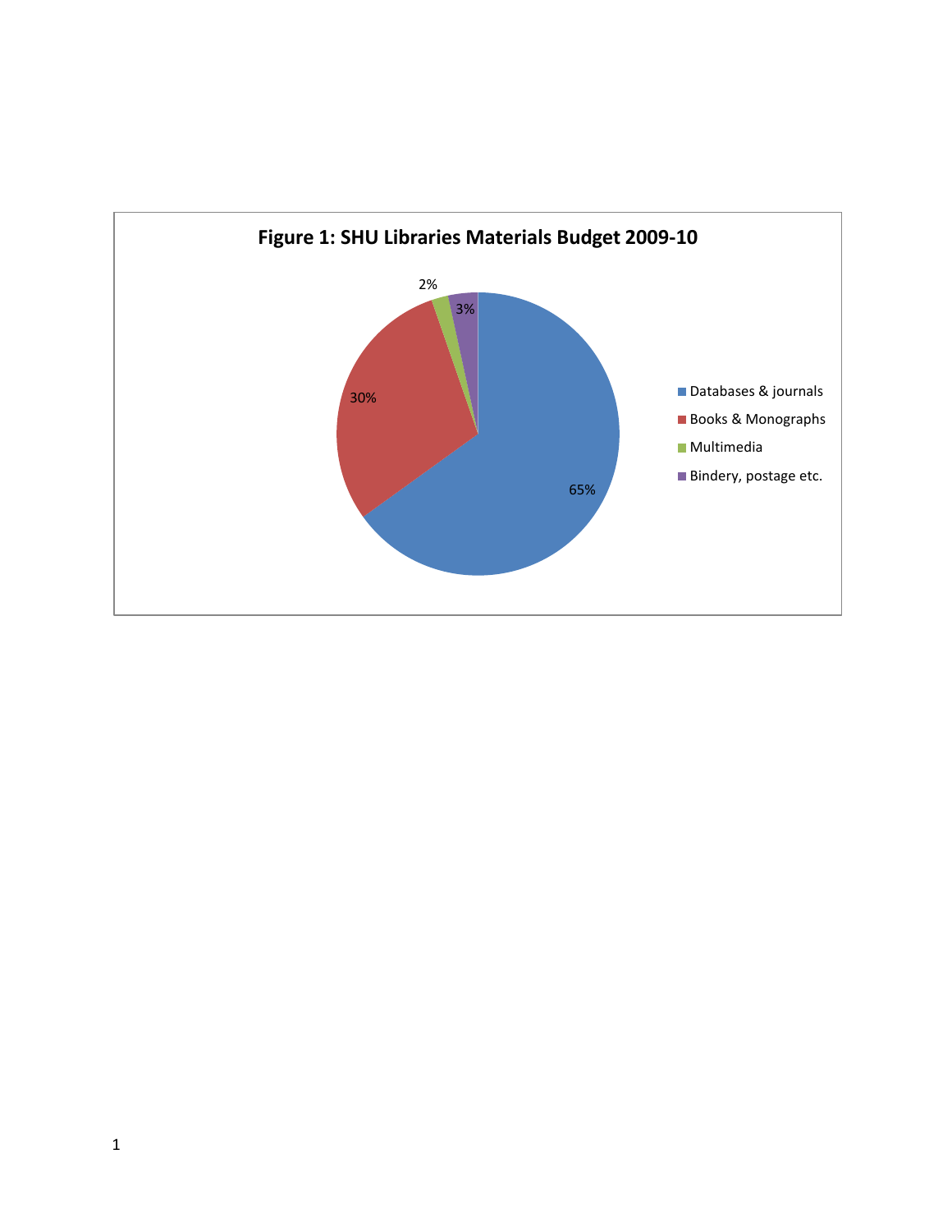**Figure 1: SHU Libraries Materials Budget 2009-10**

| Category | Percentage |
| --- | --- |
| Databases & journals | 65% |
| Books & Monographs | 30% |
| Multimedia | 2% |
| Bindery, postage etc. | 3% |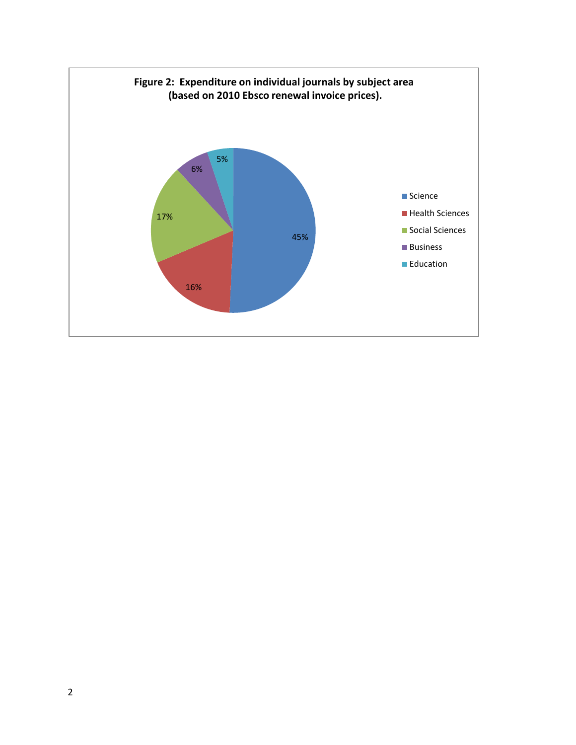**Figure 2: Expenditure on individual journals by subject area (based on 2010 Ebsco renewal invoice prices).**

| Subject area | Percentage |
| --- | --- |
| Science | 45% |
| Health Sciences | 16% |
| Social Sciences | 17% |
| Business | 6% |
| Education | 5% |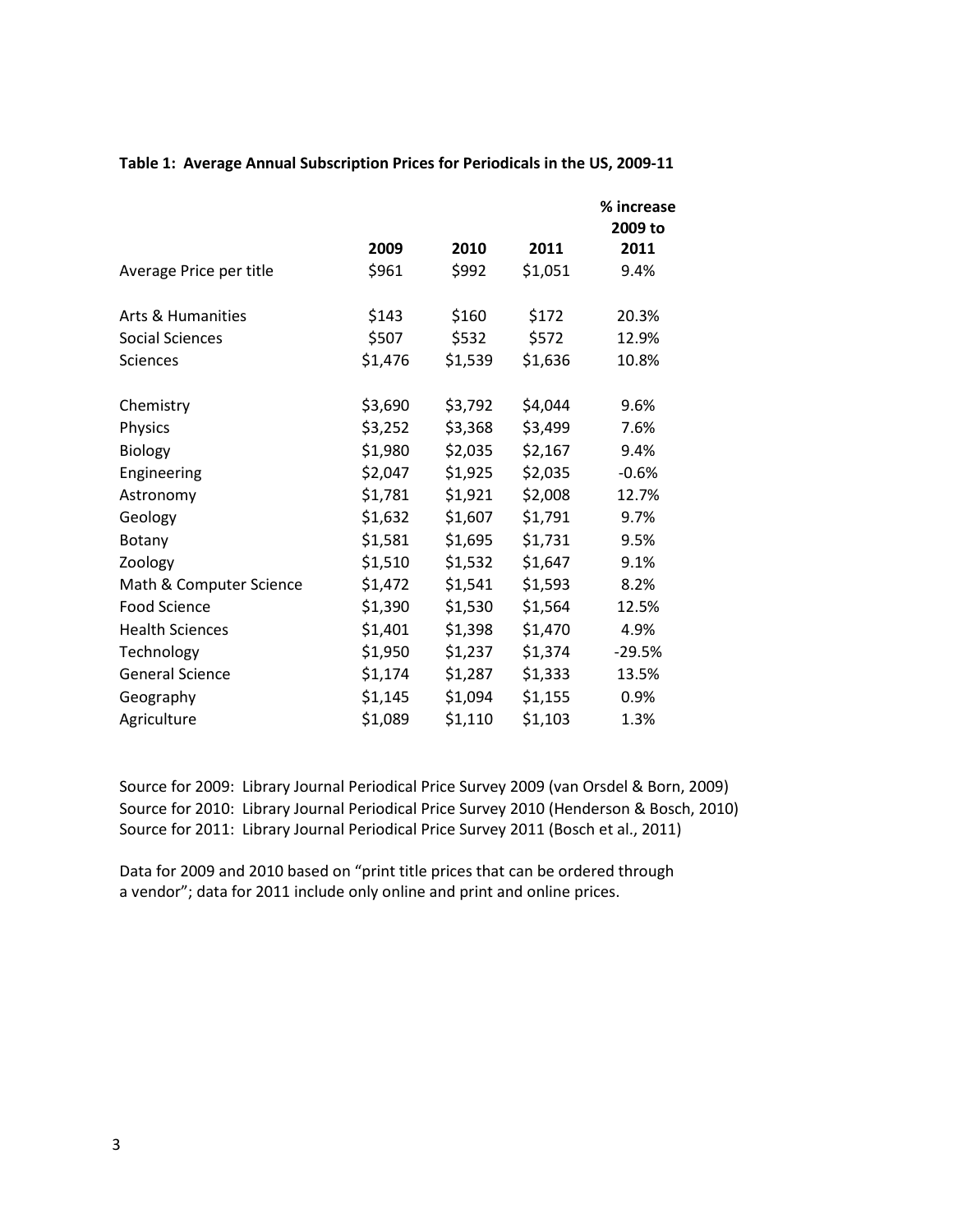**Table 1: Average Annual Subscription Prices for Periodicals in the US, 2009-11**

| | 2009 | 2010 | 2011 | % increase 2009 to 2011 |
|---|---|---|---|---|
| Average Price per title | $961 | $992 | $1,051 | 9.4% |
| | | | | |
| Arts & Humanities | $143 | $160 | $172 | 20.3% |
| Social Sciences | $507 | $532 | $572 | 12.9% |
| Sciences | $1,476 | $1,539 | $1,636 | 10.8% |
| | | | | |
| Chemistry | $3,690 | $3,792 | $4,044 | 9.6% |
| Physics | $3,252 | $3,368 | $3,499 | 7.6% |
| Biology | $1,980 | $2,035 | $2,167 | 9.4% |
| Engineering | $2,047 | $1,925 | $2,035 | -0.6% |
| Astronomy | $1,781 | $1,921 | $2,008 | 12.7% |
| Geology | $1,632 | $1,607 | $1,791 | 9.7% |
| Botany | $1,581 | $1,695 | $1,731 | 9.5% |
| Zoology | $1,510 | $1,532 | $1,647 | 9.1% |
| Math & Computer Science | $1,472 | $1,541 | $1,593 | 8.2% |
| Food Science | $1,390 | $1,530 | $1,564 | 12.5% |
| Health Sciences | $1,401 | $1,398 | $1,470 | 4.9% |
| Technology | $1,950 | $1,237 | $1,374 | -29.5% |
| General Science | $1,174 | $1,287 | $1,333 | 13.5% |
| Geography | $1,145 | $1,094 | $1,155 | 0.9% |
| Agriculture | $1,089 | $1,110 | $1,103 | 1.3% |

Source for 2009: Library Journal Periodical Price Survey 2009 (van Orsdel & Born, 2009)
Source for 2010: Library Journal Periodical Price Survey 2010 (Henderson & Bosch, 2010)
Source for 2011: Library Journal Periodical Price Survey 2011 (Bosch et al., 2011)

Data for 2009 and 2010 based on "print title prices that can be ordered through a vendor"; data for 2011 include only online and print and online prices.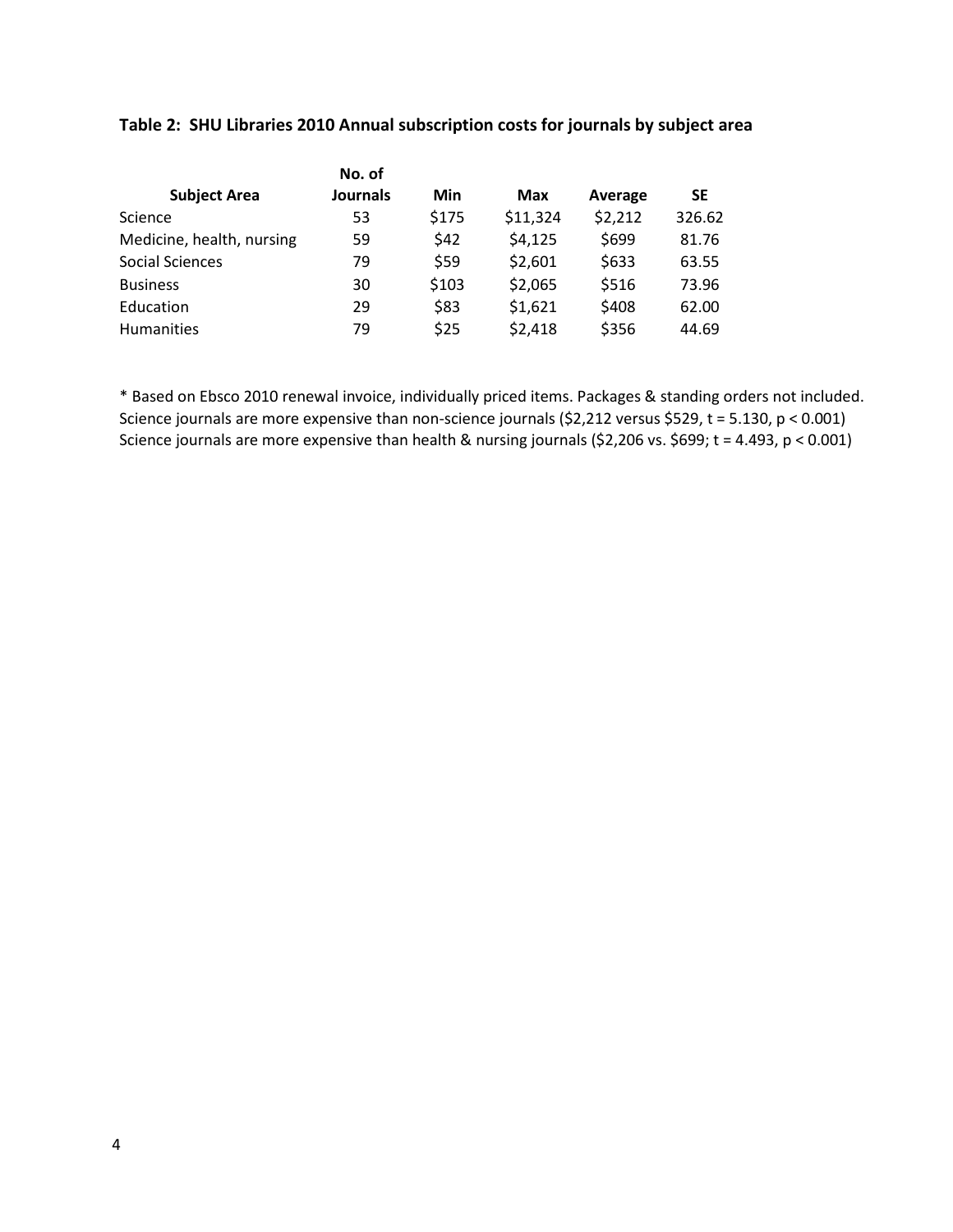**Table 2: SHU Libraries 2010 Annual subscription costs for journals by subject area**

| Subject Area | No. of Journals | Min | Max | Average | SE |
|---|---|---|---|---|---|
| Science | 53 | $175 | $11,324 | $2,212 | 326.62 |
| Medicine, health, nursing | 59 | $42 | $4,125 | $699 | 81.76 |
| Social Sciences | 79 | $59 | $2,601 | $633 | 63.55 |
| Business | 30 | $103 | $2,065 | $516 | 73.96 |
| Education | 29 | $83 | $1,621 | $408 | 62.00 |
| Humanities | 79 | $25 | $2,418 | $356 | 44.69 |

* Based on Ebsco 2010 renewal invoice, individually priced items. Packages & standing orders not included.
Science journals are more expensive than non-science journals ($2,212 versus $529, $t = 5.130$, $p < 0.001$)
Science journals are more expensive than health & nursing journals ($2,206 vs. $699; $t = 4.493$, $p < 0.001$)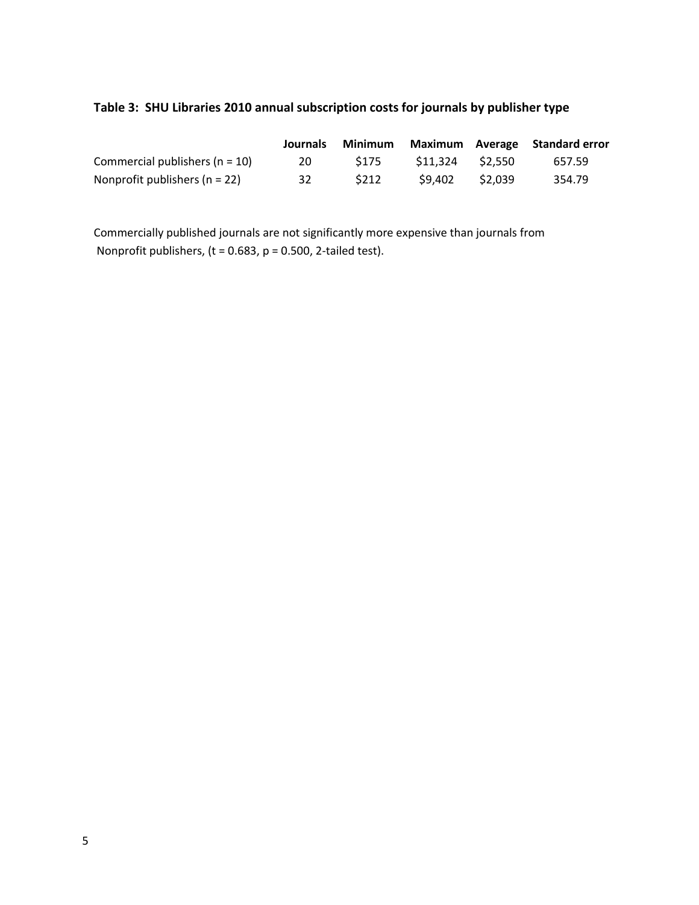**Table 3: SHU Libraries 2010 annual subscription costs for journals by publisher type**

| | Journals | Minimum | Maximum | Average | Standard error |
|---|---|---|---|---|---|
| Commercial publishers (n = 10) | 20 | \$175 | \$11,324 | \$2,550 | 657.59 |
| Nonprofit publishers (n = 22) | 32 | \$212 | \$9,402 | \$2,039 | 354.79 |

Commercially published journals are not significantly more expensive than journals from Nonprofit publishers, ($t = 0.683$, $p = 0.500$, 2-tailed test).